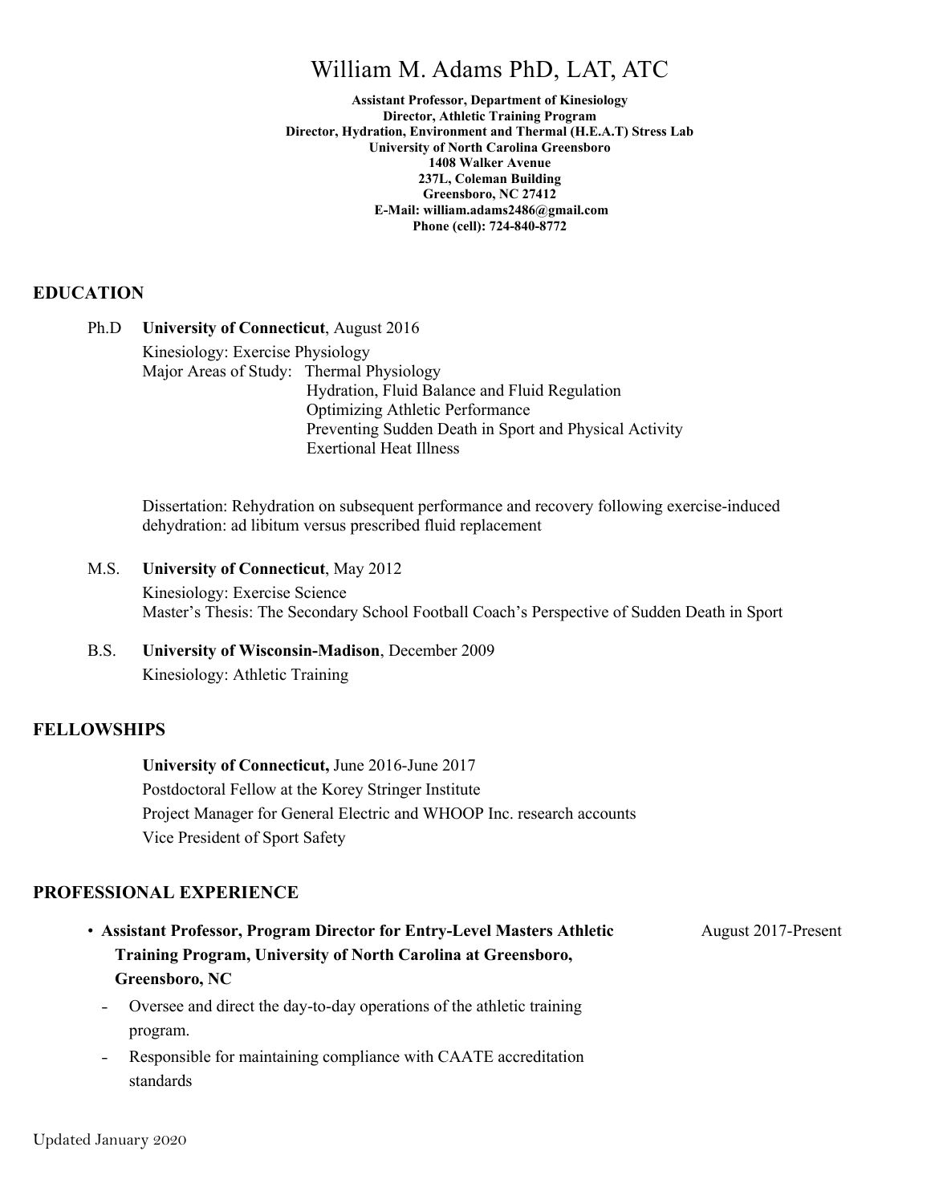# William M. Adams PhD, LAT, ATC

**Assistant Professor, Department of Kinesiology**
**Director, Athletic Training Program**
**Director, Hydration, Environment and Thermal (H.E.A.T) Stress Lab**
**University of North Carolina Greensboro**
**1408 Walker Avenue**
**237L, Coleman Building**
**Greensboro, NC 27412**
**E-Mail: william.adams2486@gmail.com**
**Phone (cell): 724-840-8772**

## EDUCATION

Ph.D **University of Connecticut**, August 2016

Kinesiology: Exercise Physiology

Major Areas of Study: Thermal Physiology
Hydration, Fluid Balance and Fluid Regulation
Optimizing Athletic Performance
Preventing Sudden Death in Sport and Physical Activity
Exertional Heat Illness

Dissertation: Rehydration on subsequent performance and recovery following exercise-induced dehydration: ad libitum versus prescribed fluid replacement

M.S. **University of Connecticut**, May 2012

Kinesiology: Exercise Science

Master's Thesis: The Secondary School Football Coach's Perspective of Sudden Death in Sport

B.S. **University of Wisconsin-Madison**, December 2009

Kinesiology: Athletic Training

## FELLOWSHIPS

**University of Connecticut,** June 2016-June 2017

Postdoctoral Fellow at the Korey Stringer Institute

Project Manager for General Electric and WHOOP Inc. research accounts

Vice President of Sport Safety

## PROFESSIONAL EXPERIENCE

- **Assistant Professor, Program Director for Entry-Level Masters Athletic Training Program, University of North Carolina at Greensboro, Greensboro, NC** — August 2017-Present
  - Oversee and direct the day-to-day operations of the athletic training program.
  - Responsible for maintaining compliance with CAATE accreditation standards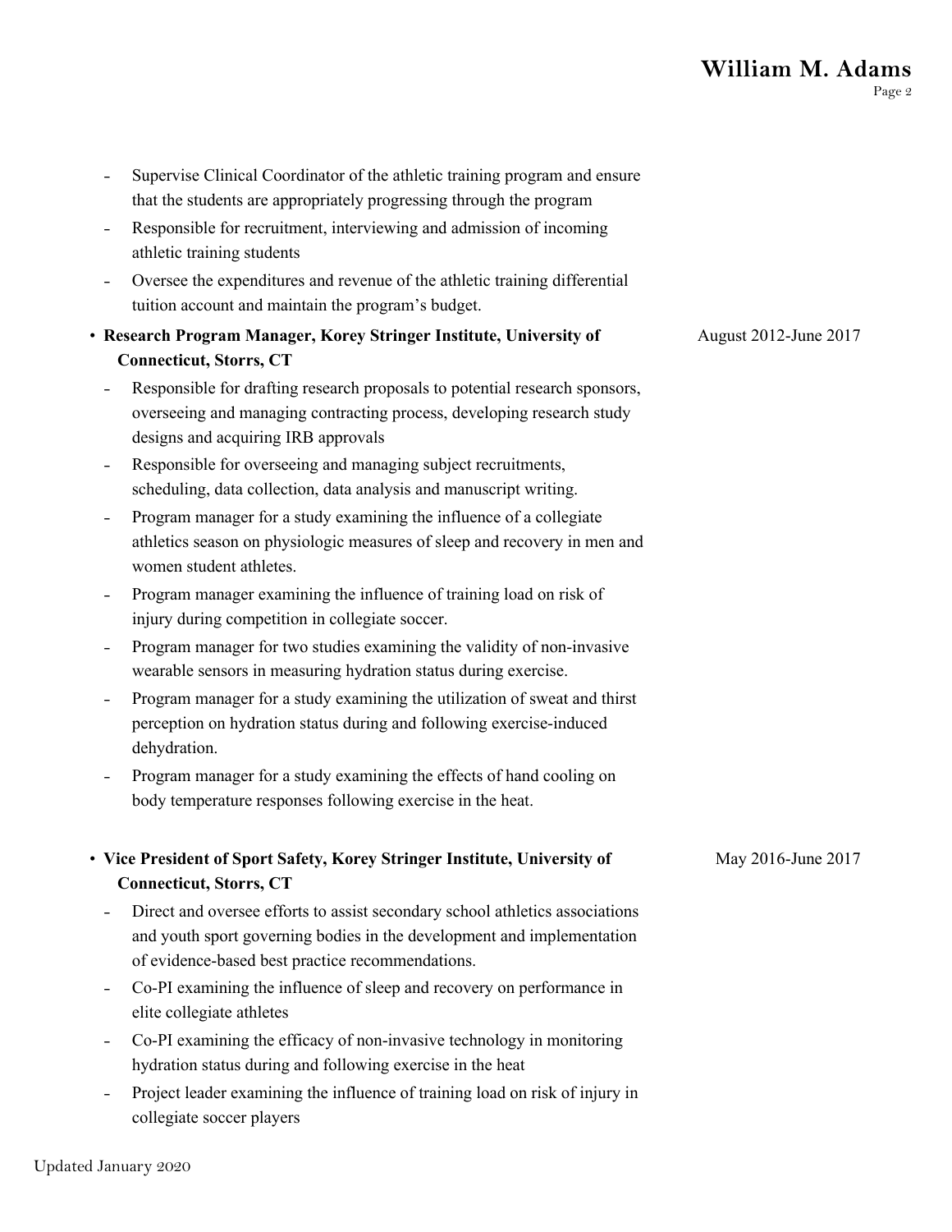- Supervise Clinical Coordinator of the athletic training program and ensure that the students are appropriately progressing through the program
- Responsible for recruitment, interviewing and admission of incoming athletic training students
- Oversee the expenditures and revenue of the athletic training differential tuition account and maintain the program's budget.

- **Research Program Manager, Korey Stringer Institute, University of Connecticut, Storrs, CT** — August 2012-June 2017
  - Responsible for drafting research proposals to potential research sponsors, overseeing and managing contracting process, developing research study designs and acquiring IRB approvals
  - Responsible for overseeing and managing subject recruitments, scheduling, data collection, data analysis and manuscript writing.
  - Program manager for a study examining the influence of a collegiate athletics season on physiologic measures of sleep and recovery in men and women student athletes.
  - Program manager examining the influence of training load on risk of injury during competition in collegiate soccer.
  - Program manager for two studies examining the validity of non-invasive wearable sensors in measuring hydration status during exercise.
  - Program manager for a study examining the utilization of sweat and thirst perception on hydration status during and following exercise-induced dehydration.
  - Program manager for a study examining the effects of hand cooling on body temperature responses following exercise in the heat.

- **Vice President of Sport Safety, Korey Stringer Institute, University of Connecticut, Storrs, CT** — May 2016-June 2017
  - Direct and oversee efforts to assist secondary school athletics associations and youth sport governing bodies in the development and implementation of evidence-based best practice recommendations.
  - Co-PI examining the influence of sleep and recovery on performance in elite collegiate athletes
  - Co-PI examining the efficacy of non-invasive technology in monitoring hydration status during and following exercise in the heat
  - Project leader examining the influence of training load on risk of injury in collegiate soccer players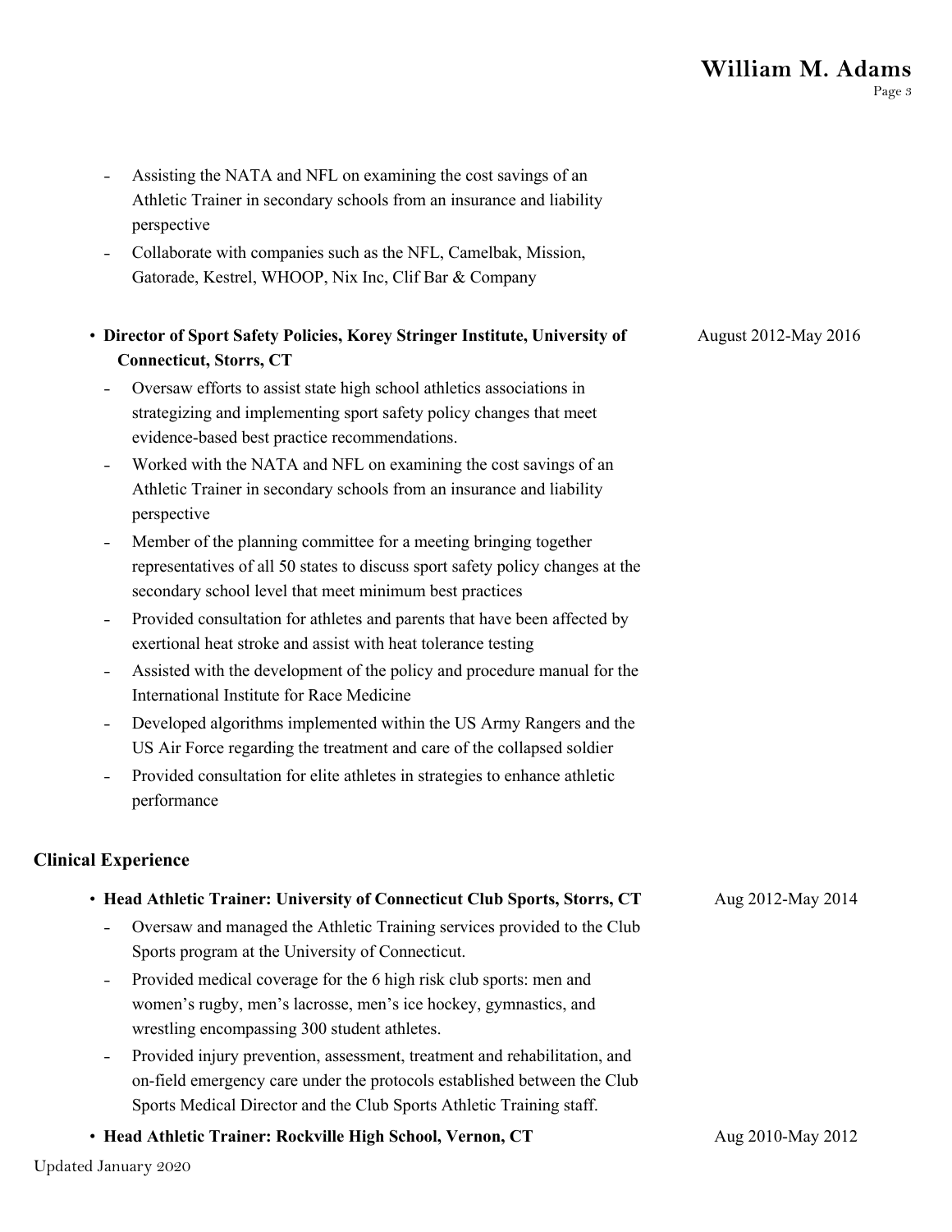- Assisting the NATA and NFL on examining the cost savings of an Athletic Trainer in secondary schools from an insurance and liability perspective
- Collaborate with companies such as the NFL, Camelbak, Mission, Gatorade, Kestrel, WHOOP, Nix Inc, Clif Bar & Company

- **Director of Sport Safety Policies, Korey Stringer Institute, University of Connecticut, Storrs, CT** — August 2012-May 2016
  - Oversaw efforts to assist state high school athletics associations in strategizing and implementing sport safety policy changes that meet evidence-based best practice recommendations.
  - Worked with the NATA and NFL on examining the cost savings of an Athletic Trainer in secondary schools from an insurance and liability perspective
  - Member of the planning committee for a meeting bringing together representatives of all 50 states to discuss sport safety policy changes at the secondary school level that meet minimum best practices
  - Provided consultation for athletes and parents that have been affected by exertional heat stroke and assist with heat tolerance testing
  - Assisted with the development of the policy and procedure manual for the International Institute for Race Medicine
  - Developed algorithms implemented within the US Army Rangers and the US Air Force regarding the treatment and care of the collapsed soldier
  - Provided consultation for elite athletes in strategies to enhance athletic performance

## Clinical Experience

- **Head Athletic Trainer: University of Connecticut Club Sports, Storrs, CT** — Aug 2012-May 2014
  - Oversaw and managed the Athletic Training services provided to the Club Sports program at the University of Connecticut.
  - Provided medical coverage for the 6 high risk club sports: men and women's rugby, men's lacrosse, men's ice hockey, gymnastics, and wrestling encompassing 300 student athletes.
  - Provided injury prevention, assessment, treatment and rehabilitation, and on-field emergency care under the protocols established between the Club Sports Medical Director and the Club Sports Athletic Training staff.
- **Head Athletic Trainer: Rockville High School, Vernon, CT** — Aug 2010-May 2012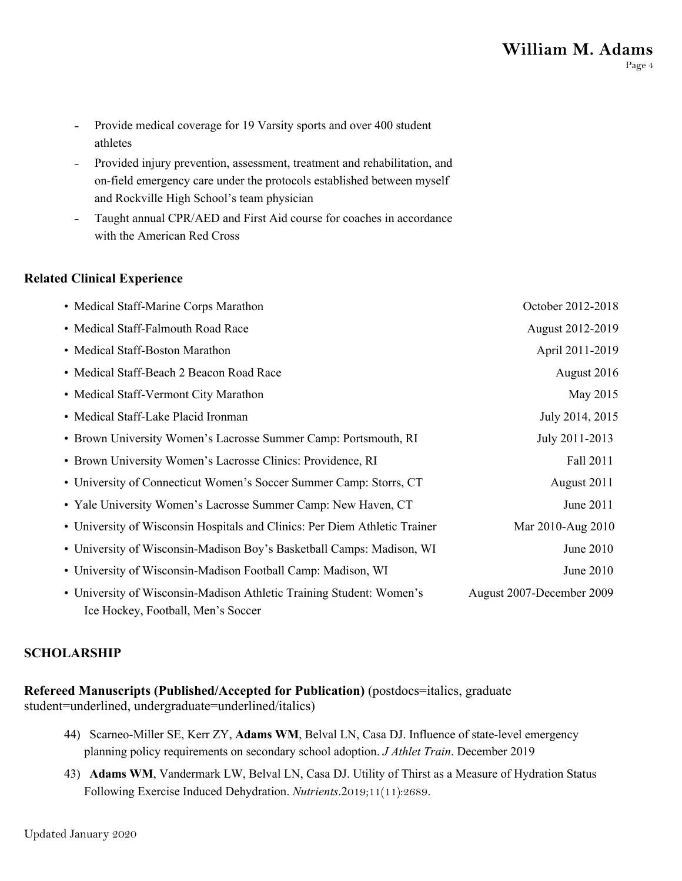- Provide medical coverage for 19 Varsity sports and over 400 student athletes
- Provided injury prevention, assessment, treatment and rehabilitation, and on-field emergency care under the protocols established between myself and Rockville High School's team physician
- Taught annual CPR/AED and First Aid course for coaches in accordance with the American Red Cross

**Related Clinical Experience**

- Medical Staff-Marine Corps Marathon — October 2012-2018
- Medical Staff-Falmouth Road Race — August 2012-2019
- Medical Staff-Boston Marathon — April 2011-2019
- Medical Staff-Beach 2 Beacon Road Race — August 2016
- Medical Staff-Vermont City Marathon — May 2015
- Medical Staff-Lake Placid Ironman — July 2014, 2015
- Brown University Women's Lacrosse Summer Camp: Portsmouth, RI — July 2011-2013
- Brown University Women's Lacrosse Clinics: Providence, RI — Fall 2011
- University of Connecticut Women's Soccer Summer Camp: Storrs, CT — August 2011
- Yale University Women's Lacrosse Summer Camp: New Haven, CT — June 2011
- University of Wisconsin Hospitals and Clinics: Per Diem Athletic Trainer — Mar 2010-Aug 2010
- University of Wisconsin-Madison Boy's Basketball Camps: Madison, WI — June 2010
- University of Wisconsin-Madison Football Camp: Madison, WI — June 2010
- University of Wisconsin-Madison Athletic Training Student: Women's Ice Hockey, Football, Men's Soccer — August 2007-December 2009

## SCHOLARSHIP

**Refereed Manuscripts (Published/Accepted for Publication)** (postdocs=italics, graduate student=underlined, undergraduate=underlined/italics)

44) Scarneo-Miller SE, Kerr ZY, **Adams WM**, Belval LN, Casa DJ. Influence of state-level emergency planning policy requirements on secondary school adoption. *J Athlet Train*. December 2019

43) **Adams WM**, Vandermark LW, Belval LN, Casa DJ. Utility of Thirst as a Measure of Hydration Status Following Exercise Induced Dehydration. *Nutrients*.2019;11(11):2689.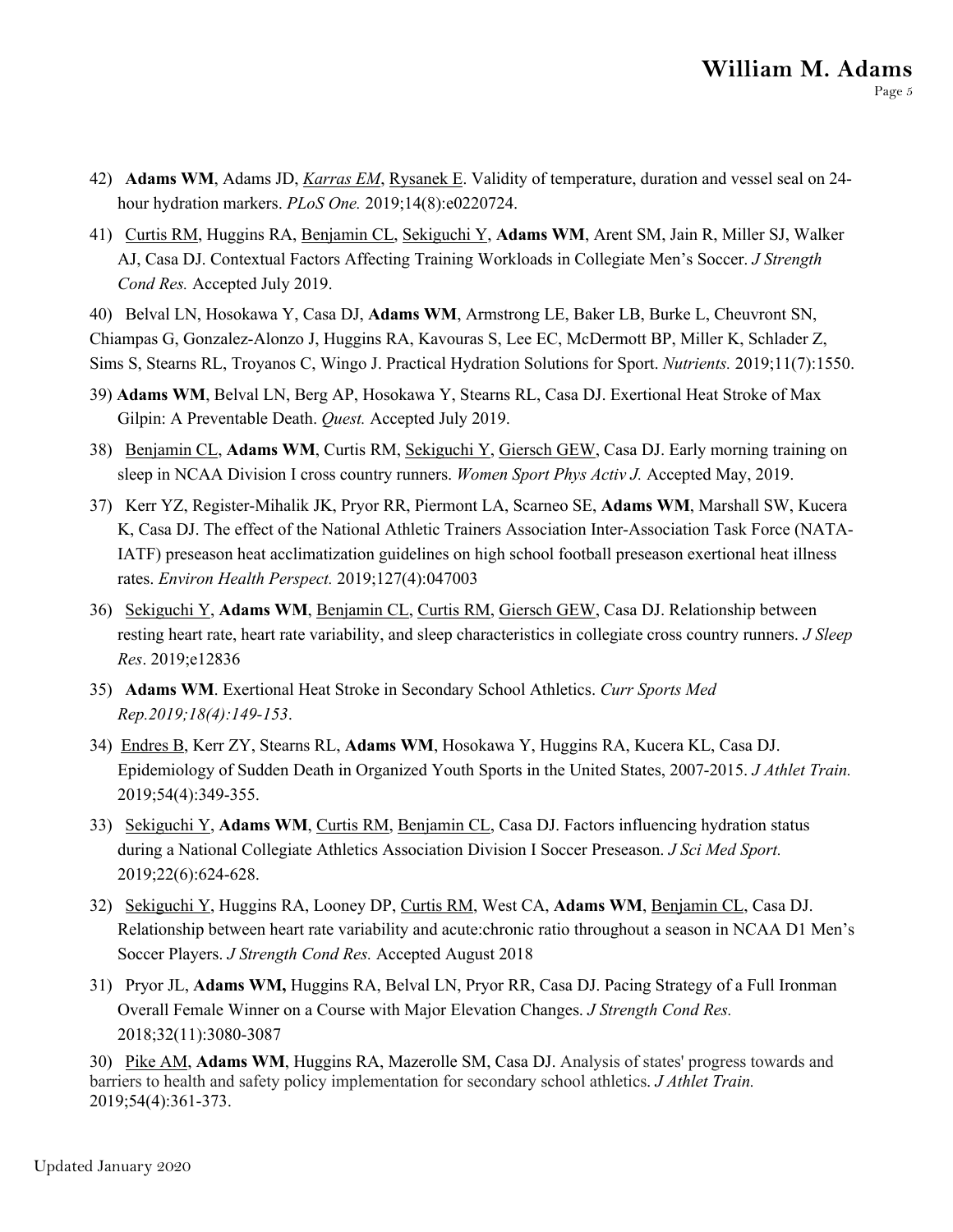42) **Adams WM**, Adams JD, *Karras EM*, Rysanek E. Validity of temperature, duration and vessel seal on 24-hour hydration markers. *PLoS One.* 2019;14(8):e0220724.

41) Curtis RM, Huggins RA, Benjamin CL, Sekiguchi Y, **Adams WM**, Arent SM, Jain R, Miller SJ, Walker AJ, Casa DJ. Contextual Factors Affecting Training Workloads in Collegiate Men's Soccer. *J Strength Cond Res.* Accepted July 2019.

40) Belval LN, Hosokawa Y, Casa DJ, **Adams WM**, Armstrong LE, Baker LB, Burke L, Cheuvront SN, Chiampas G, Gonzalez-Alonzo J, Huggins RA, Kavouras S, Lee EC, McDermott BP, Miller K, Schlader Z, Sims S, Stearns RL, Troyanos C, Wingo J. Practical Hydration Solutions for Sport. *Nutrients.* 2019;11(7):1550.

39) **Adams WM**, Belval LN, Berg AP, Hosokawa Y, Stearns RL, Casa DJ. Exertional Heat Stroke of Max Gilpin: A Preventable Death. *Quest.* Accepted July 2019.

38) Benjamin CL, **Adams WM**, Curtis RM, Sekiguchi Y, Giersch GEW, Casa DJ. Early morning training on sleep in NCAA Division I cross country runners. *Women Sport Phys Activ J.* Accepted May, 2019.

37) Kerr YZ, Register-Mihalik JK, Pryor RR, Piermont LA, Scarneo SE, **Adams WM**, Marshall SW, Kucera K, Casa DJ. The effect of the National Athletic Trainers Association Inter-Association Task Force (NATA-IATF) preseason heat acclimatization guidelines on high school football preseason exertional heat illness rates. *Environ Health Perspect.* 2019;127(4):047003

36) Sekiguchi Y, **Adams WM**, Benjamin CL, Curtis RM, Giersch GEW, Casa DJ. Relationship between resting heart rate, heart rate variability, and sleep characteristics in collegiate cross country runners. *J Sleep Res*. 2019;e12836

35) **Adams WM**. Exertional Heat Stroke in Secondary School Athletics. *Curr Sports Med Rep.2019;18(4):149-153*.

34) Endres B, Kerr ZY, Stearns RL, **Adams WM**, Hosokawa Y, Huggins RA, Kucera KL, Casa DJ. Epidemiology of Sudden Death in Organized Youth Sports in the United States, 2007-2015. *J Athlet Train.* 2019;54(4):349-355.

33) Sekiguchi Y, **Adams WM**, Curtis RM, Benjamin CL, Casa DJ. Factors influencing hydration status during a National Collegiate Athletics Association Division I Soccer Preseason. *J Sci Med Sport.* 2019;22(6):624-628.

32) Sekiguchi Y, Huggins RA, Looney DP, Curtis RM, West CA, **Adams WM**, Benjamin CL, Casa DJ. Relationship between heart rate variability and acute:chronic ratio throughout a season in NCAA D1 Men's Soccer Players. *J Strength Cond Res.* Accepted August 2018

31) Pryor JL, **Adams WM,** Huggins RA, Belval LN, Pryor RR, Casa DJ. Pacing Strategy of a Full Ironman Overall Female Winner on a Course with Major Elevation Changes. *J Strength Cond Res.* 2018;32(11):3080-3087

30) Pike AM, **Adams WM**, Huggins RA, Mazerolle SM, Casa DJ. Analysis of states' progress towards and barriers to health and safety policy implementation for secondary school athletics. *J Athlet Train.* 2019;54(4):361-373.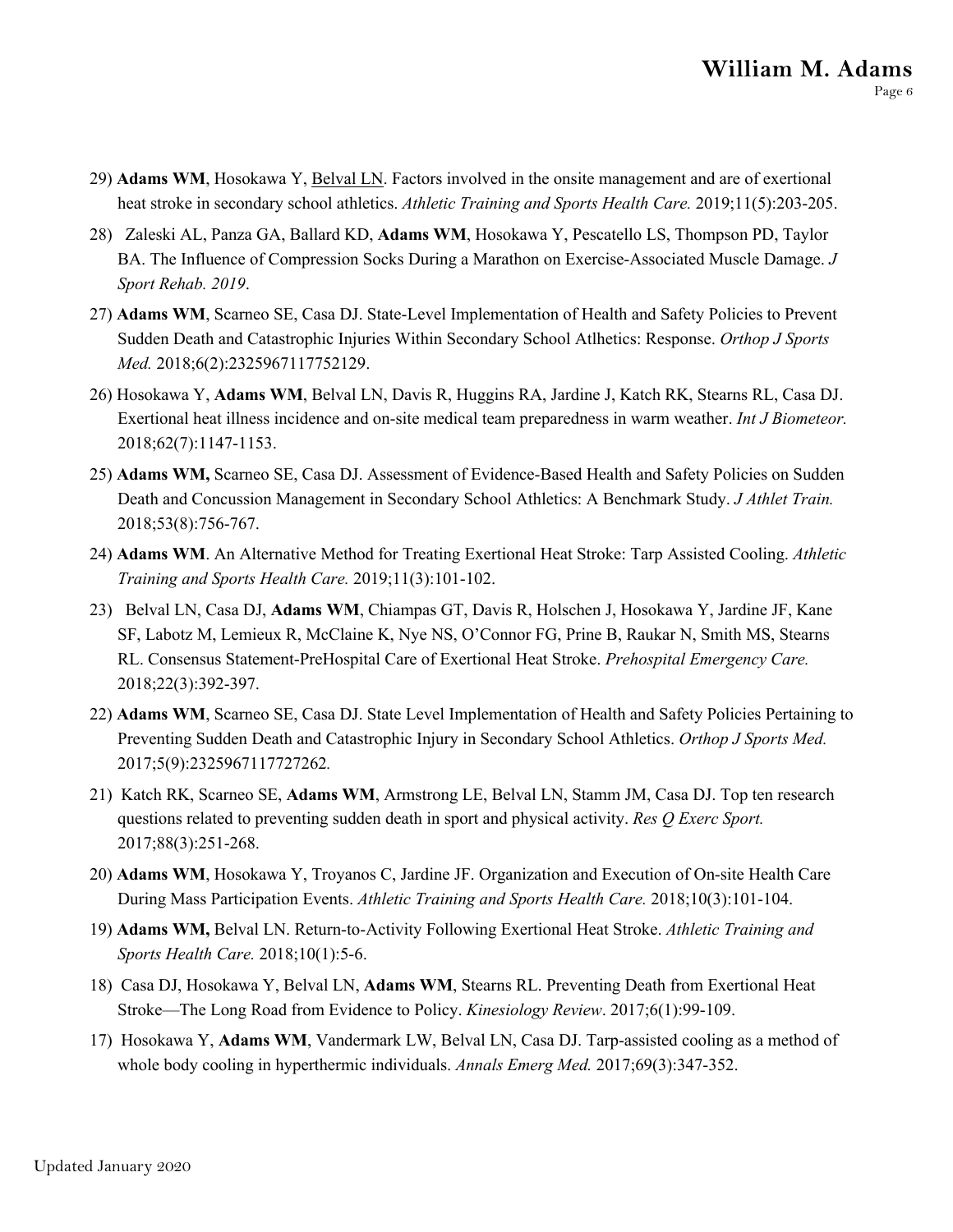29) **Adams WM**, Hosokawa Y, <u>Belval LN</u>. Factors involved in the onsite management and are of exertional heat stroke in secondary school athletics. *Athletic Training and Sports Health Care.* 2019;11(5):203-205.

28) Zaleski AL, Panza GA, Ballard KD, **Adams WM**, Hosokawa Y, Pescatello LS, Thompson PD, Taylor BA. The Influence of Compression Socks During a Marathon on Exercise-Associated Muscle Damage. *J Sport Rehab. 2019*.

27) **Adams WM**, Scarneo SE, Casa DJ. State-Level Implementation of Health and Safety Policies to Prevent Sudden Death and Catastrophic Injuries Within Secondary School Atlhetics: Response. *Orthop J Sports Med.* 2018;6(2):2325967117752129.

26) Hosokawa Y, **Adams WM**, Belval LN, Davis R, Huggins RA, Jardine J, Katch RK, Stearns RL, Casa DJ. Exertional heat illness incidence and on-site medical team preparedness in warm weather. *Int J Biometeor.* 2018;62(7):1147-1153.

25) **Adams WM,** Scarneo SE, Casa DJ. Assessment of Evidence-Based Health and Safety Policies on Sudden Death and Concussion Management in Secondary School Athletics: A Benchmark Study. *J Athlet Train.* 2018;53(8):756-767.

24) **Adams WM**. An Alternative Method for Treating Exertional Heat Stroke: Tarp Assisted Cooling. *Athletic Training and Sports Health Care.* 2019;11(3):101-102.

23) Belval LN, Casa DJ, **Adams WM**, Chiampas GT, Davis R, Holschen J, Hosokawa Y, Jardine JF, Kane SF, Labotz M, Lemieux R, McClaine K, Nye NS, O'Connor FG, Prine B, Raukar N, Smith MS, Stearns RL. Consensus Statement-PreHospital Care of Exertional Heat Stroke. *Prehospital Emergency Care.* 2018;22(3):392-397.

22) **Adams WM**, Scarneo SE, Casa DJ. State Level Implementation of Health and Safety Policies Pertaining to Preventing Sudden Death and Catastrophic Injury in Secondary School Athletics. *Orthop J Sports Med.* 2017;5(9):2325967117727262.

21) Katch RK, Scarneo SE, **Adams WM**, Armstrong LE, Belval LN, Stamm JM, Casa DJ. Top ten research questions related to preventing sudden death in sport and physical activity. *Res Q Exerc Sport.* 2017;88(3):251-268.

20) **Adams WM**, Hosokawa Y, Troyanos C, Jardine JF. Organization and Execution of On-site Health Care During Mass Participation Events. *Athletic Training and Sports Health Care.* 2018;10(3):101-104.

19) **Adams WM,** Belval LN. Return-to-Activity Following Exertional Heat Stroke. *Athletic Training and Sports Health Care.* 2018;10(1):5-6.

18) Casa DJ, Hosokawa Y, Belval LN, **Adams WM**, Stearns RL. Preventing Death from Exertional Heat Stroke—The Long Road from Evidence to Policy. *Kinesiology Review*. 2017;6(1):99-109.

17) Hosokawa Y, **Adams WM**, Vandermark LW, Belval LN, Casa DJ. Tarp-assisted cooling as a method of whole body cooling in hyperthermic individuals. *Annals Emerg Med.* 2017;69(3):347-352.

Updated January 2020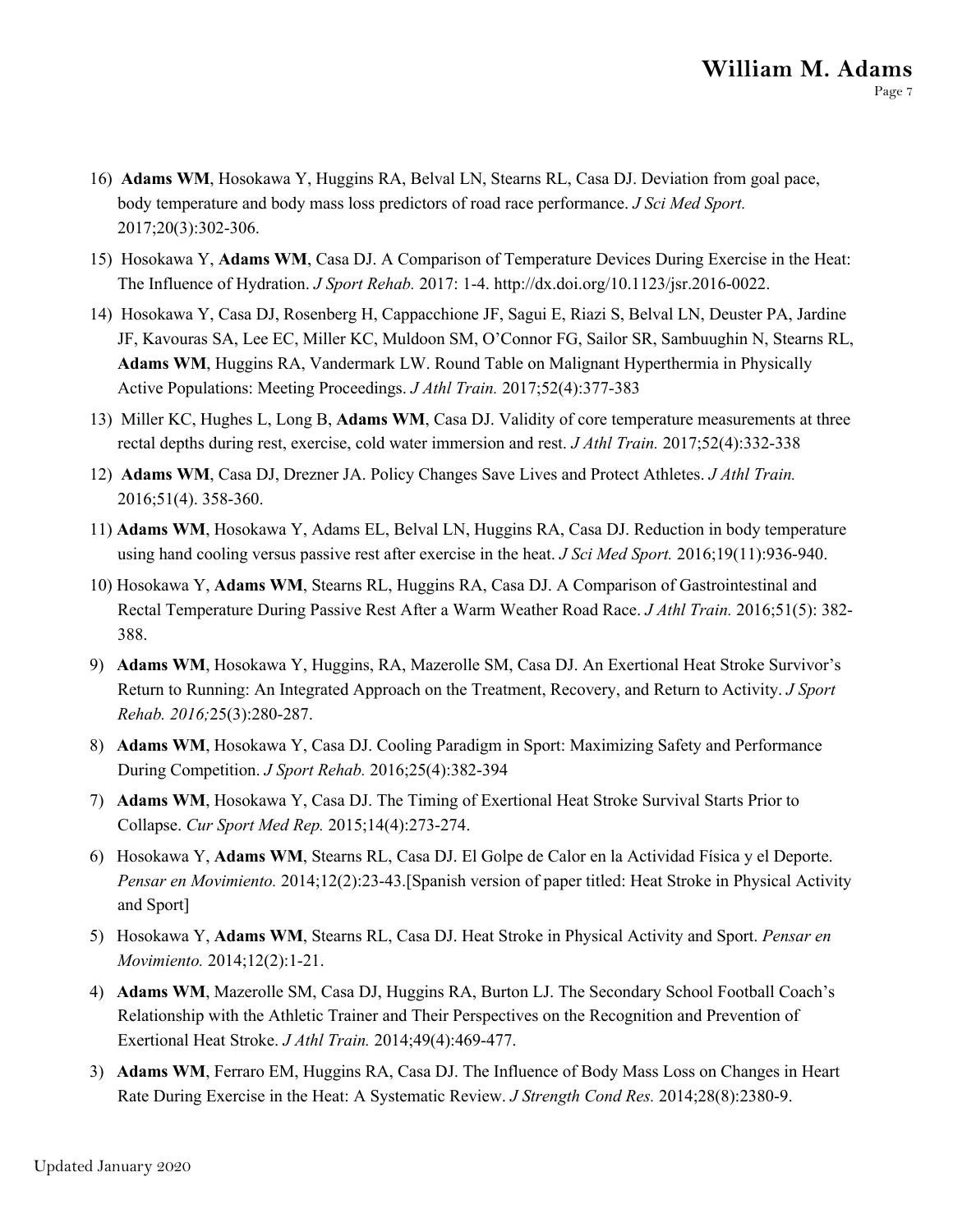16) **Adams WM**, Hosokawa Y, Huggins RA, Belval LN, Stearns RL, Casa DJ. Deviation from goal pace, body temperature and body mass loss predictors of road race performance. *J Sci Med Sport.* 2017;20(3):302-306.

15) Hosokawa Y, **Adams WM**, Casa DJ. A Comparison of Temperature Devices During Exercise in the Heat: The Influence of Hydration. *J Sport Rehab.* 2017: 1-4. http://dx.doi.org/10.1123/jsr.2016-0022.

14) Hosokawa Y, Casa DJ, Rosenberg H, Cappacchione JF, Sagui E, Riazi S, Belval LN, Deuster PA, Jardine JF, Kavouras SA, Lee EC, Miller KC, Muldoon SM, O'Connor FG, Sailor SR, Sambuughin N, Stearns RL, **Adams WM**, Huggins RA, Vandermark LW. Round Table on Malignant Hyperthermia in Physically Active Populations: Meeting Proceedings. *J Athl Train.* 2017;52(4):377-383

13) Miller KC, Hughes L, Long B, **Adams WM**, Casa DJ. Validity of core temperature measurements at three rectal depths during rest, exercise, cold water immersion and rest. *J Athl Train.* 2017;52(4):332-338

12) **Adams WM**, Casa DJ, Drezner JA. Policy Changes Save Lives and Protect Athletes. *J Athl Train.* 2016;51(4). 358-360.

11) **Adams WM**, Hosokawa Y, Adams EL, Belval LN, Huggins RA, Casa DJ. Reduction in body temperature using hand cooling versus passive rest after exercise in the heat. *J Sci Med Sport.* 2016;19(11):936-940.

10) Hosokawa Y, **Adams WM**, Stearns RL, Huggins RA, Casa DJ. A Comparison of Gastrointestinal and Rectal Temperature During Passive Rest After a Warm Weather Road Race. *J Athl Train.* 2016;51(5): 382-388.

9) **Adams WM**, Hosokawa Y, Huggins, RA, Mazerolle SM, Casa DJ. An Exertional Heat Stroke Survivor's Return to Running: An Integrated Approach on the Treatment, Recovery, and Return to Activity. *J Sport Rehab. 2016;*25(3):280-287.

8) **Adams WM**, Hosokawa Y, Casa DJ. Cooling Paradigm in Sport: Maximizing Safety and Performance During Competition. *J Sport Rehab.* 2016;25(4):382-394

7) **Adams WM**, Hosokawa Y, Casa DJ. The Timing of Exertional Heat Stroke Survival Starts Prior to Collapse. *Cur Sport Med Rep.* 2015;14(4):273-274.

6) Hosokawa Y, **Adams WM**, Stearns RL, Casa DJ. El Golpe de Calor en la Actividad Física y el Deporte. *Pensar en Movimiento.* 2014;12(2):23-43.[Spanish version of paper titled: Heat Stroke in Physical Activity and Sport]

5) Hosokawa Y, **Adams WM**, Stearns RL, Casa DJ. Heat Stroke in Physical Activity and Sport. *Pensar en Movimiento.* 2014;12(2):1-21.

4) **Adams WM**, Mazerolle SM, Casa DJ, Huggins RA, Burton LJ. The Secondary School Football Coach's Relationship with the Athletic Trainer and Their Perspectives on the Recognition and Prevention of Exertional Heat Stroke. *J Athl Train.* 2014;49(4):469-477.

3) **Adams WM**, Ferraro EM, Huggins RA, Casa DJ. The Influence of Body Mass Loss on Changes in Heart Rate During Exercise in the Heat: A Systematic Review. *J Strength Cond Res.* 2014;28(8):2380-9.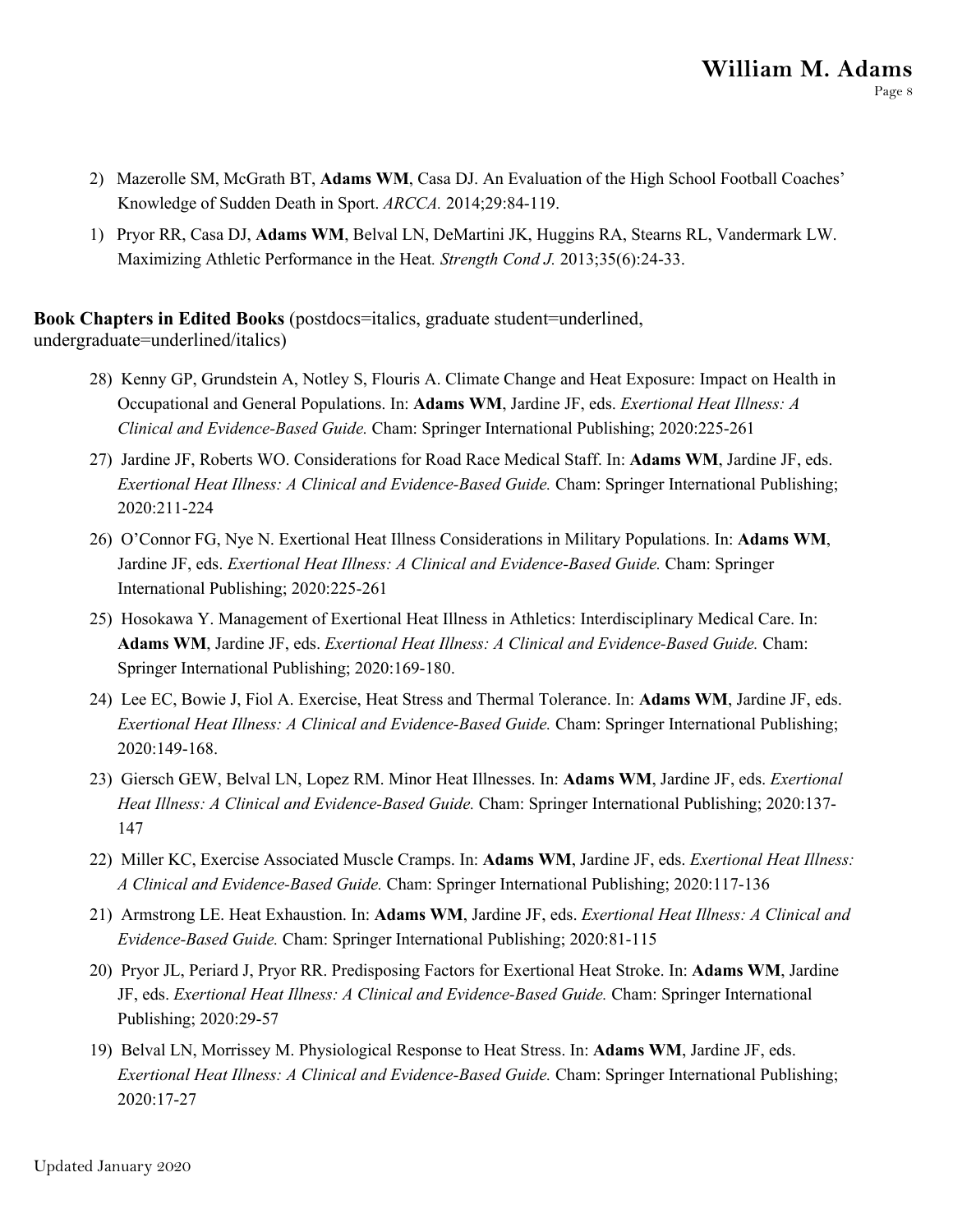2) Mazerolle SM, McGrath BT, **Adams WM**, Casa DJ. An Evaluation of the High School Football Coaches' Knowledge of Sudden Death in Sport. *ARCCA.* 2014;29:84-119.

1) Pryor RR, Casa DJ, **Adams WM**, Belval LN, DeMartini JK, Huggins RA, Stearns RL, Vandermark LW. Maximizing Athletic Performance in the Heat. *Strength Cond J.* 2013;35(6):24-33.

**Book Chapters in Edited Books** (postdocs=italics, graduate student=underlined, undergraduate=underlined/italics)

28) Kenny GP, Grundstein A, Notley S, Flouris A. Climate Change and Heat Exposure: Impact on Health in Occupational and General Populations. In: **Adams WM**, Jardine JF, eds. *Exertional Heat Illness: A Clinical and Evidence-Based Guide.* Cham: Springer International Publishing; 2020:225-261

27) Jardine JF, Roberts WO. Considerations for Road Race Medical Staff. In: **Adams WM**, Jardine JF, eds. *Exertional Heat Illness: A Clinical and Evidence-Based Guide.* Cham: Springer International Publishing; 2020:211-224

26) O'Connor FG, Nye N. Exertional Heat Illness Considerations in Military Populations. In: **Adams WM**, Jardine JF, eds. *Exertional Heat Illness: A Clinical and Evidence-Based Guide.* Cham: Springer International Publishing; 2020:225-261

25) Hosokawa Y. Management of Exertional Heat Illness in Athletics: Interdisciplinary Medical Care. In: **Adams WM**, Jardine JF, eds. *Exertional Heat Illness: A Clinical and Evidence-Based Guide.* Cham: Springer International Publishing; 2020:169-180.

24) Lee EC, Bowie J, Fiol A. Exercise, Heat Stress and Thermal Tolerance. In: **Adams WM**, Jardine JF, eds. *Exertional Heat Illness: A Clinical and Evidence-Based Guide.* Cham: Springer International Publishing; 2020:149-168.

23) Giersch GEW, Belval LN, Lopez RM. Minor Heat Illnesses. In: **Adams WM**, Jardine JF, eds. *Exertional Heat Illness: A Clinical and Evidence-Based Guide.* Cham: Springer International Publishing; 2020:137-147

22) Miller KC, Exercise Associated Muscle Cramps. In: **Adams WM**, Jardine JF, eds. *Exertional Heat Illness: A Clinical and Evidence-Based Guide.* Cham: Springer International Publishing; 2020:117-136

21) Armstrong LE. Heat Exhaustion. In: **Adams WM**, Jardine JF, eds. *Exertional Heat Illness: A Clinical and Evidence-Based Guide.* Cham: Springer International Publishing; 2020:81-115

20) Pryor JL, Periard J, Pryor RR. Predisposing Factors for Exertional Heat Stroke. In: **Adams WM**, Jardine JF, eds. *Exertional Heat Illness: A Clinical and Evidence-Based Guide.* Cham: Springer International Publishing; 2020:29-57

19) Belval LN, Morrissey M. Physiological Response to Heat Stress. In: **Adams WM**, Jardine JF, eds. *Exertional Heat Illness: A Clinical and Evidence-Based Guide.* Cham: Springer International Publishing; 2020:17-27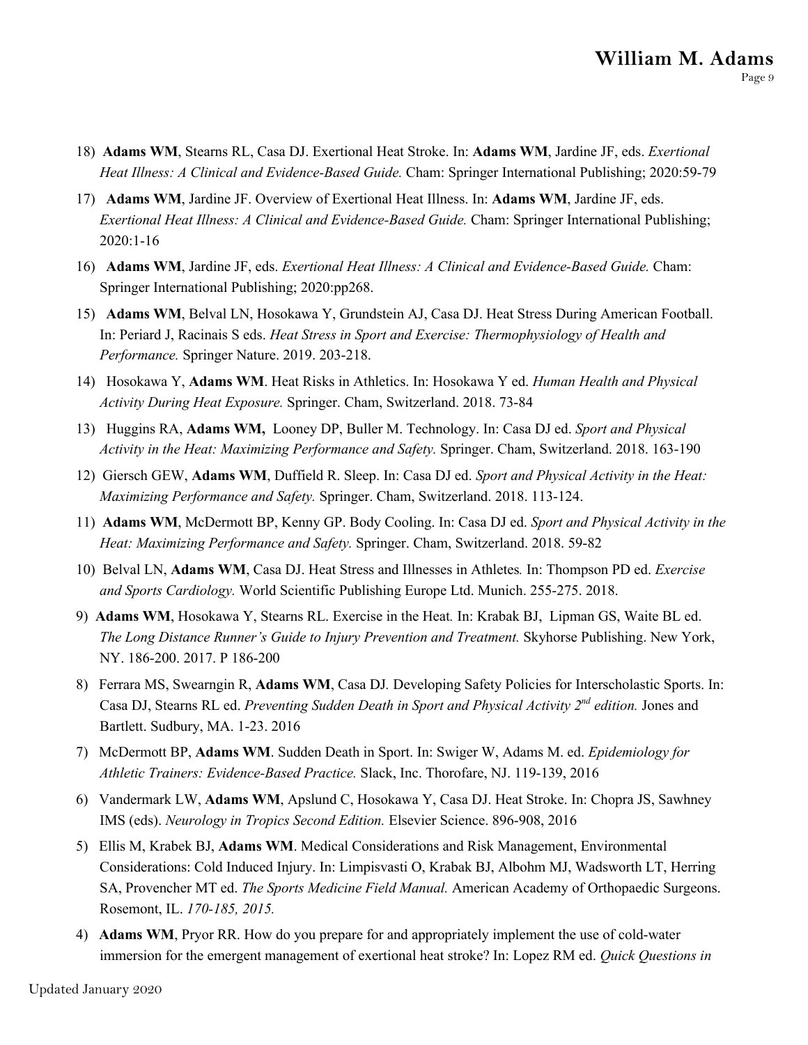18) **Adams WM**, Stearns RL, Casa DJ. Exertional Heat Stroke. In: **Adams WM**, Jardine JF, eds. *Exertional Heat Illness: A Clinical and Evidence-Based Guide.* Cham: Springer International Publishing; 2020:59-79

17) **Adams WM**, Jardine JF. Overview of Exertional Heat Illness. In: **Adams WM**, Jardine JF, eds. *Exertional Heat Illness: A Clinical and Evidence-Based Guide.* Cham: Springer International Publishing; 2020:1-16

16) **Adams WM**, Jardine JF, eds. *Exertional Heat Illness: A Clinical and Evidence-Based Guide.* Cham: Springer International Publishing; 2020:pp268.

15) **Adams WM**, Belval LN, Hosokawa Y, Grundstein AJ, Casa DJ. Heat Stress During American Football. In: Periard J, Racinais S eds. *Heat Stress in Sport and Exercise: Thermophysiology of Health and Performance.* Springer Nature. 2019. 203-218.

14) Hosokawa Y, **Adams WM**. Heat Risks in Athletics. In: Hosokawa Y ed. *Human Health and Physical Activity During Heat Exposure.* Springer. Cham, Switzerland. 2018. 73-84

13) Huggins RA, **Adams WM,** Looney DP, Buller M. Technology. In: Casa DJ ed. *Sport and Physical Activity in the Heat: Maximizing Performance and Safety.* Springer. Cham, Switzerland. 2018. 163-190

12) Giersch GEW, **Adams WM**, Duffield R. Sleep. In: Casa DJ ed. *Sport and Physical Activity in the Heat: Maximizing Performance and Safety.* Springer. Cham, Switzerland. 2018. 113-124.

11) **Adams WM**, McDermott BP, Kenny GP. Body Cooling. In: Casa DJ ed. *Sport and Physical Activity in the Heat: Maximizing Performance and Safety.* Springer. Cham, Switzerland. 2018. 59-82

10) Belval LN, **Adams WM**, Casa DJ. Heat Stress and Illnesses in Athletes*.* In: Thompson PD ed. *Exercise and Sports Cardiology.* World Scientific Publishing Europe Ltd. Munich. 255-275. 2018.

9) **Adams WM**, Hosokawa Y, Stearns RL. Exercise in the Heat*.* In: Krabak BJ, Lipman GS, Waite BL ed. *The Long Distance Runner's Guide to Injury Prevention and Treatment.* Skyhorse Publishing. New York, NY. 186-200. 2017. P 186-200

8) Ferrara MS, Swearngin R, **Adams WM**, Casa DJ*.* Developing Safety Policies for Interscholastic Sports. In: Casa DJ, Stearns RL ed. *Preventing Sudden Death in Sport and Physical Activity 2nd edition.* Jones and Bartlett. Sudbury, MA. 1-23. 2016

7) McDermott BP, **Adams WM**. Sudden Death in Sport. In: Swiger W, Adams M. ed. *Epidemiology for Athletic Trainers: Evidence-Based Practice.* Slack, Inc. Thorofare, NJ. 119-139, 2016

6) Vandermark LW, **Adams WM**, Apslund C, Hosokawa Y, Casa DJ. Heat Stroke. In: Chopra JS, Sawhney IMS (eds). *Neurology in Tropics Second Edition.* Elsevier Science. 896-908, 2016

5) Ellis M, Krabek BJ, **Adams WM**. Medical Considerations and Risk Management, Environmental Considerations: Cold Induced Injury. In: Limpisvasti O, Krabak BJ, Albohm MJ, Wadsworth LT, Herring SA, Provencher MT ed. *The Sports Medicine Field Manual.* American Academy of Orthopaedic Surgeons. Rosemont, IL. *170-185, 2015.*

4) **Adams WM**, Pryor RR. How do you prepare for and appropriately implement the use of cold-water immersion for the emergent management of exertional heat stroke? In: Lopez RM ed. *Quick Questions in*

Updated January 2020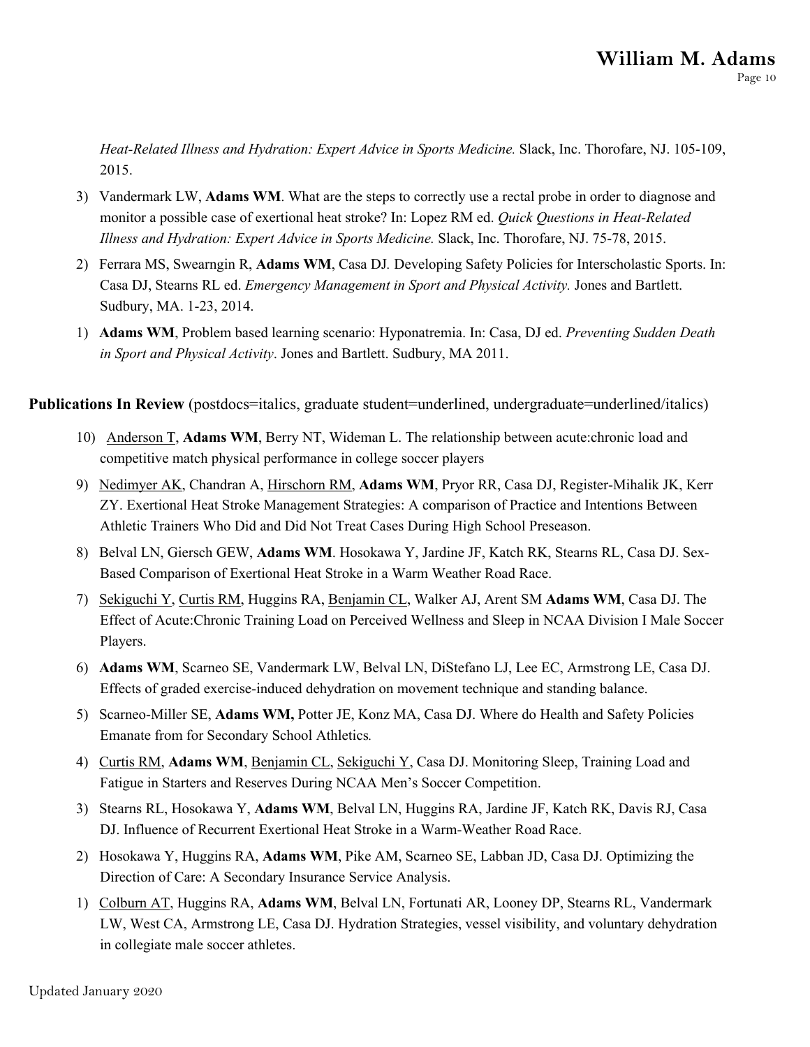*Heat-Related Illness and Hydration: Expert Advice in Sports Medicine.* Slack, Inc. Thorofare, NJ. 105-109, 2015.

3) Vandermark LW, **Adams WM**. What are the steps to correctly use a rectal probe in order to diagnose and monitor a possible case of exertional heat stroke? In: Lopez RM ed. *Quick Questions in Heat-Related Illness and Hydration: Expert Advice in Sports Medicine.* Slack, Inc. Thorofare, NJ. 75-78, 2015.

2) Ferrara MS, Swearngin R, **Adams WM**, Casa DJ. Developing Safety Policies for Interscholastic Sports. In: Casa DJ, Stearns RL ed. *Emergency Management in Sport and Physical Activity.* Jones and Bartlett. Sudbury, MA. 1-23, 2014.

1) **Adams WM**, Problem based learning scenario: Hyponatremia. In: Casa, DJ ed. *Preventing Sudden Death in Sport and Physical Activity*. Jones and Bartlett. Sudbury, MA 2011.

**Publications In Review** (postdocs=italics, graduate student=underlined, undergraduate=underlined/italics)

10) <u>Anderson T</u>, **Adams WM**, Berry NT, Wideman L. The relationship between acute:chronic load and competitive match physical performance in college soccer players

9) <u>Nedimyer AK</u>, Chandran A, <u>Hirschorn RM</u>, **Adams WM**, Pryor RR, Casa DJ, Register-Mihalik JK, Kerr ZY. Exertional Heat Stroke Management Strategies: A comparison of Practice and Intentions Between Athletic Trainers Who Did and Did Not Treat Cases During High School Preseason.

8) Belval LN, Giersch GEW, **Adams WM**. Hosokawa Y, Jardine JF, Katch RK, Stearns RL, Casa DJ. Sex-Based Comparison of Exertional Heat Stroke in a Warm Weather Road Race.

7) <u>Sekiguchi Y</u>, <u>Curtis RM</u>, Huggins RA, <u>Benjamin CL</u>, Walker AJ, Arent SM **Adams WM**, Casa DJ. The Effect of Acute:Chronic Training Load on Perceived Wellness and Sleep in NCAA Division I Male Soccer Players.

6) **Adams WM**, Scarneo SE, Vandermark LW, Belval LN, DiStefano LJ, Lee EC, Armstrong LE, Casa DJ. Effects of graded exercise-induced dehydration on movement technique and standing balance.

5) Scarneo-Miller SE, **Adams WM,** Potter JE, Konz MA, Casa DJ. Where do Health and Safety Policies Emanate from for Secondary School Athletics*.*

4) <u>Curtis RM</u>, **Adams WM**, <u>Benjamin CL</u>, <u>Sekiguchi Y</u>, Casa DJ. Monitoring Sleep, Training Load and Fatigue in Starters and Reserves During NCAA Men's Soccer Competition.

3) Stearns RL, Hosokawa Y, **Adams WM**, Belval LN, Huggins RA, Jardine JF, Katch RK, Davis RJ, Casa DJ. Influence of Recurrent Exertional Heat Stroke in a Warm-Weather Road Race.

2) Hosokawa Y, Huggins RA, **Adams WM**, Pike AM, Scarneo SE, Labban JD, Casa DJ. Optimizing the Direction of Care: A Secondary Insurance Service Analysis.

1) <u>Colburn AT</u>, Huggins RA, **Adams WM**, Belval LN, Fortunati AR, Looney DP, Stearns RL, Vandermark LW, West CA, Armstrong LE, Casa DJ. Hydration Strategies, vessel visibility, and voluntary dehydration in collegiate male soccer athletes.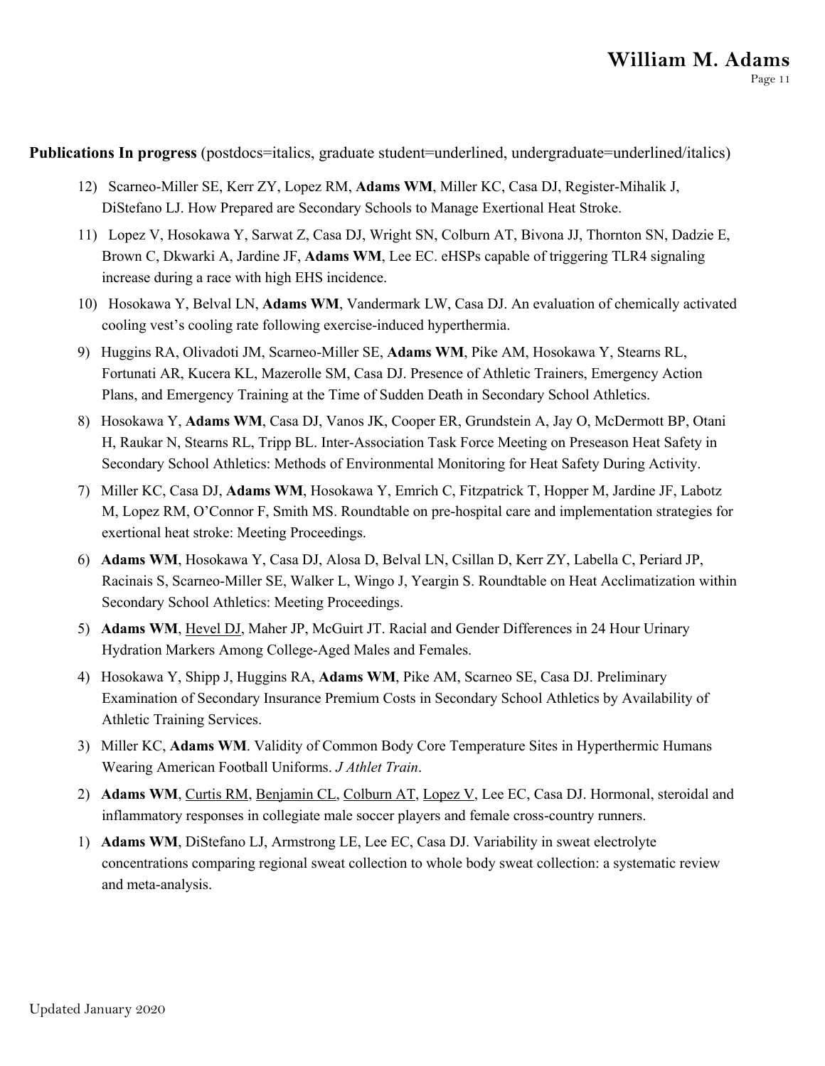**Publications In progress** (postdocs=italics, graduate student=underlined, undergraduate=underlined/italics)

12) Scarneo-Miller SE, Kerr ZY, Lopez RM, **Adams WM**, Miller KC, Casa DJ, Register-Mihalik J, DiStefano LJ. How Prepared are Secondary Schools to Manage Exertional Heat Stroke.

11) Lopez V, Hosokawa Y, Sarwat Z, Casa DJ, Wright SN, Colburn AT, Bivona JJ, Thornton SN, Dadzie E, Brown C, Dkwarki A, Jardine JF, **Adams WM**, Lee EC. eHSPs capable of triggering TLR4 signaling increase during a race with high EHS incidence.

10) Hosokawa Y, Belval LN, **Adams WM**, Vandermark LW, Casa DJ. An evaluation of chemically activated cooling vest's cooling rate following exercise-induced hyperthermia.

9) Huggins RA, Olivadoti JM, Scarneo-Miller SE, **Adams WM**, Pike AM, Hosokawa Y, Stearns RL, Fortunati AR, Kucera KL, Mazerolle SM, Casa DJ. Presence of Athletic Trainers, Emergency Action Plans, and Emergency Training at the Time of Sudden Death in Secondary School Athletics.

8) Hosokawa Y, **Adams WM**, Casa DJ, Vanos JK, Cooper ER, Grundstein A, Jay O, McDermott BP, Otani H, Raukar N, Stearns RL, Tripp BL. Inter-Association Task Force Meeting on Preseason Heat Safety in Secondary School Athletics: Methods of Environmental Monitoring for Heat Safety During Activity.

7) Miller KC, Casa DJ, **Adams WM**, Hosokawa Y, Emrich C, Fitzpatrick T, Hopper M, Jardine JF, Labotz M, Lopez RM, O'Connor F, Smith MS. Roundtable on pre-hospital care and implementation strategies for exertional heat stroke: Meeting Proceedings.

6) **Adams WM**, Hosokawa Y, Casa DJ, Alosa D, Belval LN, Csillan D, Kerr ZY, Labella C, Periard JP, Racinais S, Scarneo-Miller SE, Walker L, Wingo J, Yeargin S. Roundtable on Heat Acclimatization within Secondary School Athletics: Meeting Proceedings.

5) **Adams WM**, <u>Hevel DJ</u>, Maher JP, McGuirt JT. Racial and Gender Differences in 24 Hour Urinary Hydration Markers Among College-Aged Males and Females.

4) Hosokawa Y, Shipp J, Huggins RA, **Adams WM**, Pike AM, Scarneo SE, Casa DJ. Preliminary Examination of Secondary Insurance Premium Costs in Secondary School Athletics by Availability of Athletic Training Services.

3) Miller KC, **Adams WM**. Validity of Common Body Core Temperature Sites in Hyperthermic Humans Wearing American Football Uniforms. *J Athlet Train*.

2) **Adams WM**, <u>Curtis RM</u>, <u>Benjamin CL</u>, <u>Colburn AT</u>, <u>Lopez V</u>, Lee EC, Casa DJ. Hormonal, steroidal and inflammatory responses in collegiate male soccer players and female cross-country runners.

1) **Adams WM**, DiStefano LJ, Armstrong LE, Lee EC, Casa DJ. Variability in sweat electrolyte concentrations comparing regional sweat collection to whole body sweat collection: a systematic review and meta-analysis.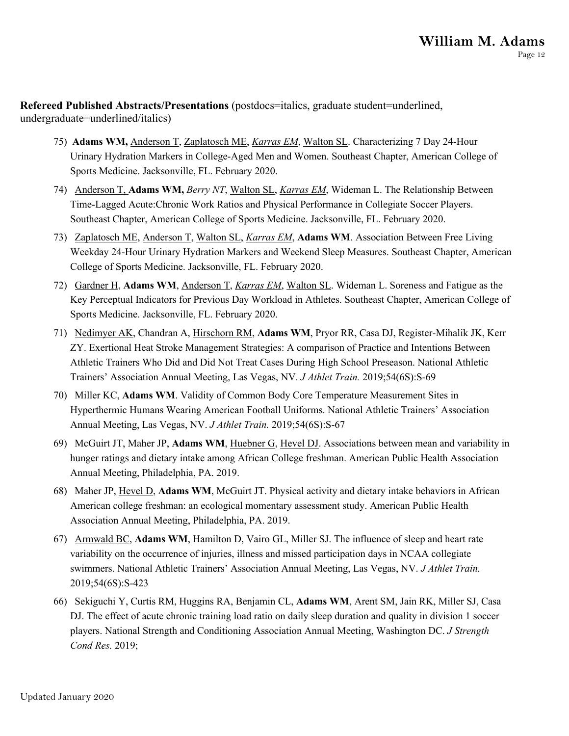**Refereed Published Abstracts/Presentations** (postdocs=italics, graduate student=underlined, undergraduate=underlined/italics)

75) **Adams WM,** <u>Anderson T</u>, <u>Zaplatosch ME</u>, <u>*Karras EM*</u>, <u>Walton SL</u>. Characterizing 7 Day 24-Hour Urinary Hydration Markers in College-Aged Men and Women. Southeast Chapter, American College of Sports Medicine. Jacksonville, FL. February 2020.

74) <u>Anderson T</u>, **Adams WM,** *Berry NT*, <u>Walton SL</u>, <u>*Karras EM*</u>, Wideman L. The Relationship Between Time-Lagged Acute:Chronic Work Ratios and Physical Performance in Collegiate Soccer Players. Southeast Chapter, American College of Sports Medicine. Jacksonville, FL. February 2020.

73) <u>Zaplatosch ME</u>, <u>Anderson T</u>, <u>Walton SL</u>, <u>*Karras EM*</u>, **Adams WM**. Association Between Free Living Weekday 24-Hour Urinary Hydration Markers and Weekend Sleep Measures. Southeast Chapter, American College of Sports Medicine. Jacksonville, FL. February 2020.

72) <u>Gardner H</u>, **Adams WM**, <u>Anderson T</u>, <u>*Karras EM*</u>, <u>Walton SL</u>. Wideman L. Soreness and Fatigue as the Key Perceptual Indicators for Previous Day Workload in Athletes. Southeast Chapter, American College of Sports Medicine. Jacksonville, FL. February 2020.

71) <u>Nedimyer AK</u>, Chandran A, <u>Hirschorn RM</u>, **Adams WM**, Pryor RR, Casa DJ, Register-Mihalik JK, Kerr ZY. Exertional Heat Stroke Management Strategies: A comparison of Practice and Intentions Between Athletic Trainers Who Did and Did Not Treat Cases During High School Preseason. National Athletic Trainers' Association Annual Meeting, Las Vegas, NV. *J Athlet Train.* 2019;54(6S):S-69

70) Miller KC, **Adams WM**. Validity of Common Body Core Temperature Measurement Sites in Hyperthermic Humans Wearing American Football Uniforms. National Athletic Trainers' Association Annual Meeting, Las Vegas, NV. *J Athlet Train.* 2019;54(6S):S-67

69) McGuirt JT, Maher JP, **Adams WM**, <u>Huebner G</u>, <u>Hevel DJ</u>. Associations between mean and variability in hunger ratings and dietary intake among African College freshman. American Public Health Association Annual Meeting, Philadelphia, PA. 2019.

68) Maher JP, <u>Hevel D</u>, **Adams WM**, McGuirt JT. Physical activity and dietary intake behaviors in African American college freshman: an ecological momentary assessment study. American Public Health Association Annual Meeting, Philadelphia, PA. 2019.

67) <u>Armwald BC</u>, **Adams WM**, Hamilton D, Vairo GL, Miller SJ. The influence of sleep and heart rate variability on the occurrence of injuries, illness and missed participation days in NCAA collegiate swimmers. National Athletic Trainers' Association Annual Meeting, Las Vegas, NV. *J Athlet Train.* 2019;54(6S):S-423

66) Sekiguchi Y, Curtis RM, Huggins RA, Benjamin CL, **Adams WM**, Arent SM, Jain RK, Miller SJ, Casa DJ. The effect of acute chronic training load ratio on daily sleep duration and quality in division 1 soccer players. National Strength and Conditioning Association Annual Meeting, Washington DC. *J Strength Cond Res.* 2019;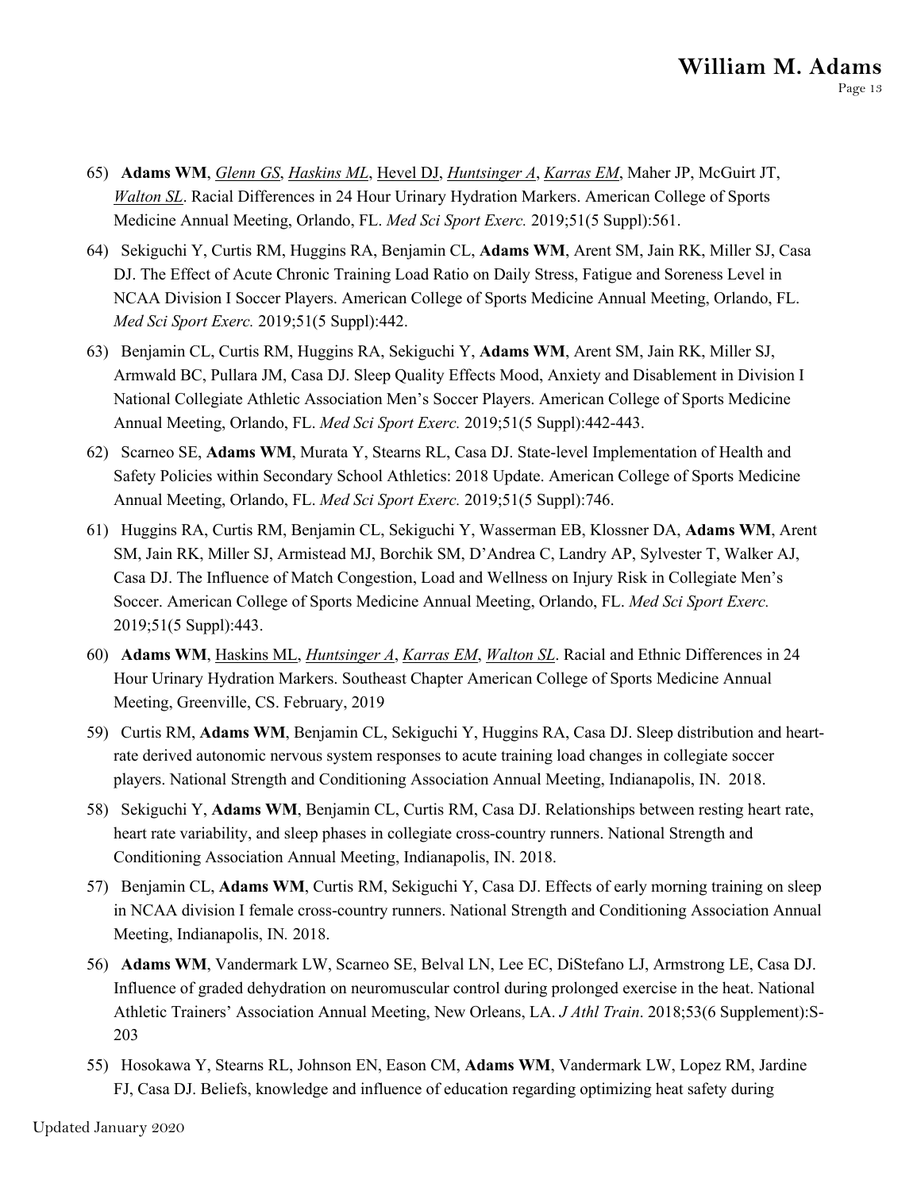65) **Adams WM**, <u>*Glenn GS*</u>, <u>*Haskins ML*</u>, <u>Hevel DJ</u>, <u>*Huntsinger A*</u>, <u>*Karras EM*</u>, Maher JP, McGuirt JT, <u>*Walton SL*</u>. Racial Differences in 24 Hour Urinary Hydration Markers. American College of Sports Medicine Annual Meeting, Orlando, FL. *Med Sci Sport Exerc.* 2019;51(5 Suppl):561.

64) Sekiguchi Y, Curtis RM, Huggins RA, Benjamin CL, **Adams WM**, Arent SM, Jain RK, Miller SJ, Casa DJ. The Effect of Acute Chronic Training Load Ratio on Daily Stress, Fatigue and Soreness Level in NCAA Division I Soccer Players. American College of Sports Medicine Annual Meeting, Orlando, FL. *Med Sci Sport Exerc.* 2019;51(5 Suppl):442.

63) Benjamin CL, Curtis RM, Huggins RA, Sekiguchi Y, **Adams WM**, Arent SM, Jain RK, Miller SJ, Armwald BC, Pullara JM, Casa DJ. Sleep Quality Effects Mood, Anxiety and Disablement in Division I National Collegiate Athletic Association Men's Soccer Players. American College of Sports Medicine Annual Meeting, Orlando, FL. *Med Sci Sport Exerc.* 2019;51(5 Suppl):442-443.

62) Scarneo SE, **Adams WM**, Murata Y, Stearns RL, Casa DJ. State-level Implementation of Health and Safety Policies within Secondary School Athletics: 2018 Update. American College of Sports Medicine Annual Meeting, Orlando, FL. *Med Sci Sport Exerc.* 2019;51(5 Suppl):746.

61) Huggins RA, Curtis RM, Benjamin CL, Sekiguchi Y, Wasserman EB, Klossner DA, **Adams WM**, Arent SM, Jain RK, Miller SJ, Armistead MJ, Borchik SM, D'Andrea C, Landry AP, Sylvester T, Walker AJ, Casa DJ. The Influence of Match Congestion, Load and Wellness on Injury Risk in Collegiate Men's Soccer. American College of Sports Medicine Annual Meeting, Orlando, FL. *Med Sci Sport Exerc.* 2019;51(5 Suppl):443.

60) **Adams WM**, <u>Haskins ML</u>, <u>*Huntsinger A*</u>, <u>*Karras EM*</u>, <u>*Walton SL*</u>. Racial and Ethnic Differences in 24 Hour Urinary Hydration Markers. Southeast Chapter American College of Sports Medicine Annual Meeting, Greenville, CS. February, 2019

59) Curtis RM, **Adams WM**, Benjamin CL, Sekiguchi Y, Huggins RA, Casa DJ. Sleep distribution and heart-rate derived autonomic nervous system responses to acute training load changes in collegiate soccer players. National Strength and Conditioning Association Annual Meeting, Indianapolis, IN. 2018.

58) Sekiguchi Y, **Adams WM**, Benjamin CL, Curtis RM, Casa DJ. Relationships between resting heart rate, heart rate variability, and sleep phases in collegiate cross-country runners. National Strength and Conditioning Association Annual Meeting, Indianapolis, IN. 2018.

57) Benjamin CL, **Adams WM**, Curtis RM, Sekiguchi Y, Casa DJ. Effects of early morning training on sleep in NCAA division I female cross-country runners. National Strength and Conditioning Association Annual Meeting, Indianapolis, IN. 2018.

56) **Adams WM**, Vandermark LW, Scarneo SE, Belval LN, Lee EC, DiStefano LJ, Armstrong LE, Casa DJ. Influence of graded dehydration on neuromuscular control during prolonged exercise in the heat. National Athletic Trainers' Association Annual Meeting, New Orleans, LA. *J Athl Train*. 2018;53(6 Supplement):S-203

55) Hosokawa Y, Stearns RL, Johnson EN, Eason CM, **Adams WM**, Vandermark LW, Lopez RM, Jardine FJ, Casa DJ. Beliefs, knowledge and influence of education regarding optimizing heat safety during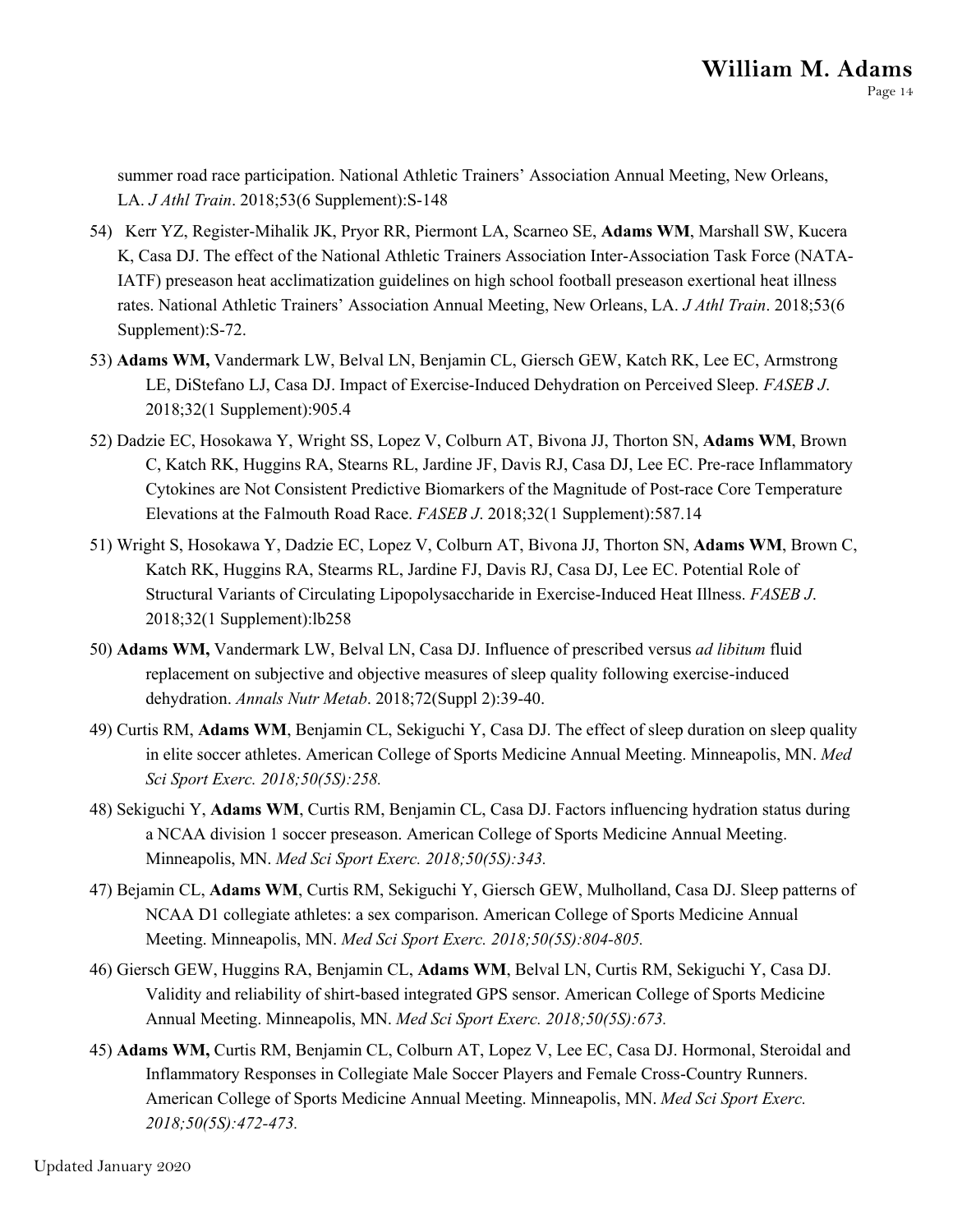summer road race participation. National Athletic Trainers' Association Annual Meeting, New Orleans, LA. *J Athl Train*. 2018;53(6 Supplement):S-148

54) Kerr YZ, Register-Mihalik JK, Pryor RR, Piermont LA, Scarneo SE, **Adams WM**, Marshall SW, Kucera K, Casa DJ. The effect of the National Athletic Trainers Association Inter-Association Task Force (NATA-IATF) preseason heat acclimatization guidelines on high school football preseason exertional heat illness rates. National Athletic Trainers' Association Annual Meeting, New Orleans, LA. *J Athl Train*. 2018;53(6 Supplement):S-72.

53) **Adams WM,** Vandermark LW, Belval LN, Benjamin CL, Giersch GEW, Katch RK, Lee EC, Armstrong LE, DiStefano LJ, Casa DJ. Impact of Exercise-Induced Dehydration on Perceived Sleep. *FASEB J*. 2018;32(1 Supplement):905.4

52) Dadzie EC, Hosokawa Y, Wright SS, Lopez V, Colburn AT, Bivona JJ, Thorton SN, **Adams WM**, Brown C, Katch RK, Huggins RA, Stearns RL, Jardine JF, Davis RJ, Casa DJ, Lee EC. Pre-race Inflammatory Cytokines are Not Consistent Predictive Biomarkers of the Magnitude of Post-race Core Temperature Elevations at the Falmouth Road Race. *FASEB J*. 2018;32(1 Supplement):587.14

51) Wright S, Hosokawa Y, Dadzie EC, Lopez V, Colburn AT, Bivona JJ, Thorton SN, **Adams WM**, Brown C, Katch RK, Huggins RA, Stearms RL, Jardine FJ, Davis RJ, Casa DJ, Lee EC. Potential Role of Structural Variants of Circulating Lipopolysaccharide in Exercise-Induced Heat Illness. *FASEB J*. 2018;32(1 Supplement):lb258

50) **Adams WM,** Vandermark LW, Belval LN, Casa DJ. Influence of prescribed versus *ad libitum* fluid replacement on subjective and objective measures of sleep quality following exercise-induced dehydration. *Annals Nutr Metab*. 2018;72(Suppl 2):39-40.

49) Curtis RM, **Adams WM**, Benjamin CL, Sekiguchi Y, Casa DJ. The effect of sleep duration on sleep quality in elite soccer athletes. American College of Sports Medicine Annual Meeting. Minneapolis, MN. *Med Sci Sport Exerc. 2018;50(5S):258.*

48) Sekiguchi Y, **Adams WM**, Curtis RM, Benjamin CL, Casa DJ. Factors influencing hydration status during a NCAA division 1 soccer preseason. American College of Sports Medicine Annual Meeting. Minneapolis, MN. *Med Sci Sport Exerc. 2018;50(5S):343.*

47) Bejamin CL, **Adams WM**, Curtis RM, Sekiguchi Y, Giersch GEW, Mulholland, Casa DJ. Sleep patterns of NCAA D1 collegiate athletes: a sex comparison. American College of Sports Medicine Annual Meeting. Minneapolis, MN. *Med Sci Sport Exerc. 2018;50(5S):804-805.*

46) Giersch GEW, Huggins RA, Benjamin CL, **Adams WM**, Belval LN, Curtis RM, Sekiguchi Y, Casa DJ. Validity and reliability of shirt-based integrated GPS sensor. American College of Sports Medicine Annual Meeting. Minneapolis, MN. *Med Sci Sport Exerc. 2018;50(5S):673.*

45) **Adams WM,** Curtis RM, Benjamin CL, Colburn AT, Lopez V, Lee EC, Casa DJ. Hormonal, Steroidal and Inflammatory Responses in Collegiate Male Soccer Players and Female Cross-Country Runners. American College of Sports Medicine Annual Meeting. Minneapolis, MN. *Med Sci Sport Exerc. 2018;50(5S):472-473.*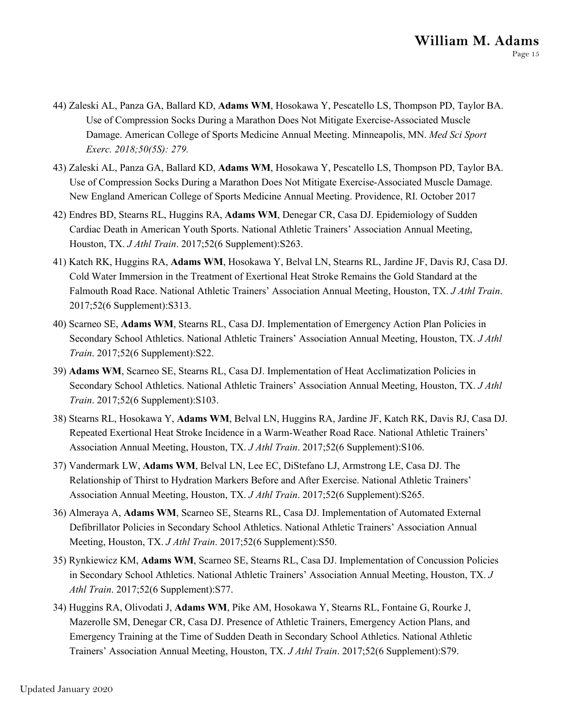44) Zaleski AL, Panza GA, Ballard KD, **Adams WM**, Hosokawa Y, Pescatello LS, Thompson PD, Taylor BA. Use of Compression Socks During a Marathon Does Not Mitigate Exercise-Associated Muscle Damage. American College of Sports Medicine Annual Meeting. Minneapolis, MN. *Med Sci Sport Exerc. 2018;50(5S): 279.*

43) Zaleski AL, Panza GA, Ballard KD, **Adams WM**, Hosokawa Y, Pescatello LS, Thompson PD, Taylor BA. Use of Compression Socks During a Marathon Does Not Mitigate Exercise-Associated Muscle Damage. New England American College of Sports Medicine Annual Meeting. Providence, RI. October 2017

42) Endres BD, Stearns RL, Huggins RA, **Adams WM**, Denegar CR, Casa DJ. Epidemiology of Sudden Cardiac Death in American Youth Sports. National Athletic Trainers' Association Annual Meeting, Houston, TX. *J Athl Train*. 2017;52(6 Supplement):S263.

41) Katch RK, Huggins RA, **Adams WM**, Hosokawa Y, Belval LN, Stearns RL, Jardine JF, Davis RJ, Casa DJ. Cold Water Immersion in the Treatment of Exertional Heat Stroke Remains the Gold Standard at the Falmouth Road Race. National Athletic Trainers' Association Annual Meeting, Houston, TX. *J Athl Train*. 2017;52(6 Supplement):S313.

40) Scarneo SE, **Adams WM**, Stearns RL, Casa DJ. Implementation of Emergency Action Plan Policies in Secondary School Athletics. National Athletic Trainers' Association Annual Meeting, Houston, TX. *J Athl Train*. 2017;52(6 Supplement):S22.

39) **Adams WM**, Scarneo SE, Stearns RL, Casa DJ. Implementation of Heat Acclimatization Policies in Secondary School Athletics. National Athletic Trainers' Association Annual Meeting, Houston, TX. *J Athl Train*. 2017;52(6 Supplement):S103.

38) Stearns RL, Hosokawa Y, **Adams WM**, Belval LN, Huggins RA, Jardine JF, Katch RK, Davis RJ, Casa DJ. Repeated Exertional Heat Stroke Incidence in a Warm-Weather Road Race. National Athletic Trainers' Association Annual Meeting, Houston, TX. *J Athl Train*. 2017;52(6 Supplement):S106.

37) Vandermark LW, **Adams WM**, Belval LN, Lee EC, DiStefano LJ, Armstrong LE, Casa DJ. The Relationship of Thirst to Hydration Markers Before and After Exercise. National Athletic Trainers' Association Annual Meeting, Houston, TX. *J Athl Train*. 2017;52(6 Supplement):S265.

36) Almeraya A, **Adams WM**, Scarneo SE, Stearns RL, Casa DJ. Implementation of Automated External Defibrillator Policies in Secondary School Athletics. National Athletic Trainers' Association Annual Meeting, Houston, TX. *J Athl Train*. 2017;52(6 Supplement):S50.

35) Rynkiewicz KM, **Adams WM**, Scarneo SE, Stearns RL, Casa DJ. Implementation of Concussion Policies in Secondary School Athletics. National Athletic Trainers' Association Annual Meeting, Houston, TX. *J Athl Train*. 2017;52(6 Supplement):S77.

34) Huggins RA, Olivodati J, **Adams WM**, Pike AM, Hosokawa Y, Stearns RL, Fontaine G, Rourke J, Mazerolle SM, Denegar CR, Casa DJ. Presence of Athletic Trainers, Emergency Action Plans, and Emergency Training at the Time of Sudden Death in Secondary School Athletics. National Athletic Trainers' Association Annual Meeting, Houston, TX. *J Athl Train*. 2017;52(6 Supplement):S79.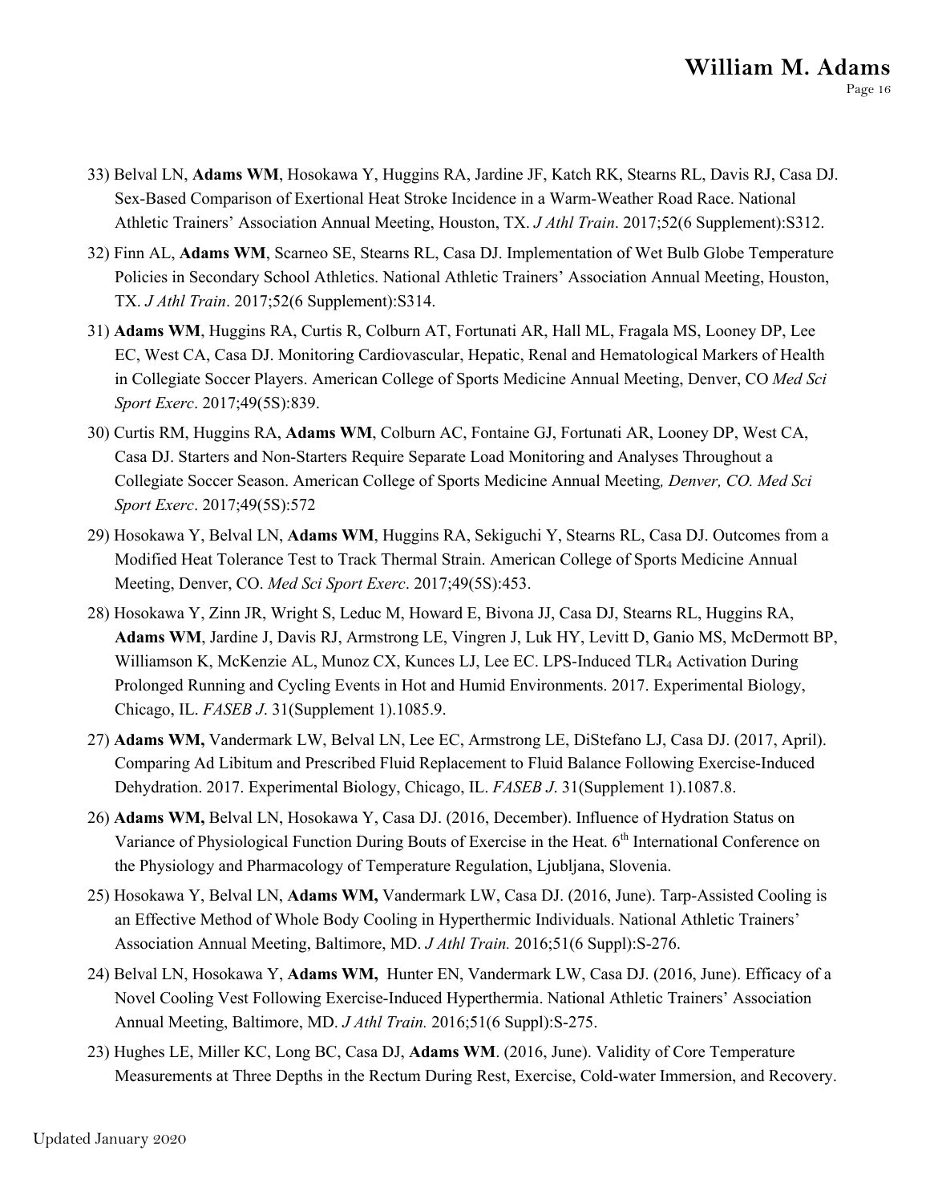33) Belval LN, **Adams WM**, Hosokawa Y, Huggins RA, Jardine JF, Katch RK, Stearns RL, Davis RJ, Casa DJ. Sex-Based Comparison of Exertional Heat Stroke Incidence in a Warm-Weather Road Race. National Athletic Trainers' Association Annual Meeting, Houston, TX. *J Athl Train*. 2017;52(6 Supplement):S312.

32) Finn AL, **Adams WM**, Scarneo SE, Stearns RL, Casa DJ. Implementation of Wet Bulb Globe Temperature Policies in Secondary School Athletics. National Athletic Trainers' Association Annual Meeting, Houston, TX. *J Athl Train*. 2017;52(6 Supplement):S314.

31) **Adams WM**, Huggins RA, Curtis R, Colburn AT, Fortunati AR, Hall ML, Fragala MS, Looney DP, Lee EC, West CA, Casa DJ. Monitoring Cardiovascular, Hepatic, Renal and Hematological Markers of Health in Collegiate Soccer Players. American College of Sports Medicine Annual Meeting, Denver, CO *Med Sci Sport Exerc*. 2017;49(5S):839.

30) Curtis RM, Huggins RA, **Adams WM**, Colburn AC, Fontaine GJ, Fortunati AR, Looney DP, West CA, Casa DJ. Starters and Non-Starters Require Separate Load Monitoring and Analyses Throughout a Collegiate Soccer Season. American College of Sports Medicine Annual Meeting*, Denver, CO. Med Sci Sport Exerc*. 2017;49(5S):572

29) Hosokawa Y, Belval LN, **Adams WM**, Huggins RA, Sekiguchi Y, Stearns RL, Casa DJ. Outcomes from a Modified Heat Tolerance Test to Track Thermal Strain. American College of Sports Medicine Annual Meeting, Denver, CO. *Med Sci Sport Exerc*. 2017;49(5S):453.

28) Hosokawa Y, Zinn JR, Wright S, Leduc M, Howard E, Bivona JJ, Casa DJ, Stearns RL, Huggins RA, **Adams WM**, Jardine J, Davis RJ, Armstrong LE, Vingren J, Luk HY, Levitt D, Ganio MS, McDermott BP, Williamson K, McKenzie AL, Munoz CX, Kunces LJ, Lee EC. LPS-Induced $TLR_4$ Activation During Prolonged Running and Cycling Events in Hot and Humid Environments. 2017. Experimental Biology, Chicago, IL. *FASEB J*. 31(Supplement 1).1085.9.

27) **Adams WM,** Vandermark LW, Belval LN, Lee EC, Armstrong LE, DiStefano LJ, Casa DJ. (2017, April). Comparing Ad Libitum and Prescribed Fluid Replacement to Fluid Balance Following Exercise-Induced Dehydration. 2017. Experimental Biology, Chicago, IL. *FASEB J*. 31(Supplement 1).1087.8.

26) **Adams WM,** Belval LN, Hosokawa Y, Casa DJ. (2016, December). Influence of Hydration Status on Variance of Physiological Function During Bouts of Exercise in the Heat. 6th International Conference on the Physiology and Pharmacology of Temperature Regulation, Ljubljana, Slovenia.

25) Hosokawa Y, Belval LN, **Adams WM,** Vandermark LW, Casa DJ. (2016, June). Tarp-Assisted Cooling is an Effective Method of Whole Body Cooling in Hyperthermic Individuals. National Athletic Trainers' Association Annual Meeting, Baltimore, MD. *J Athl Train.* 2016;51(6 Suppl):S-276.

24) Belval LN, Hosokawa Y, **Adams WM,** Hunter EN, Vandermark LW, Casa DJ. (2016, June). Efficacy of a Novel Cooling Vest Following Exercise-Induced Hyperthermia. National Athletic Trainers' Association Annual Meeting, Baltimore, MD. *J Athl Train.* 2016;51(6 Suppl):S-275.

23) Hughes LE, Miller KC, Long BC, Casa DJ, **Adams WM**. (2016, June). Validity of Core Temperature Measurements at Three Depths in the Rectum During Rest, Exercise, Cold-water Immersion, and Recovery.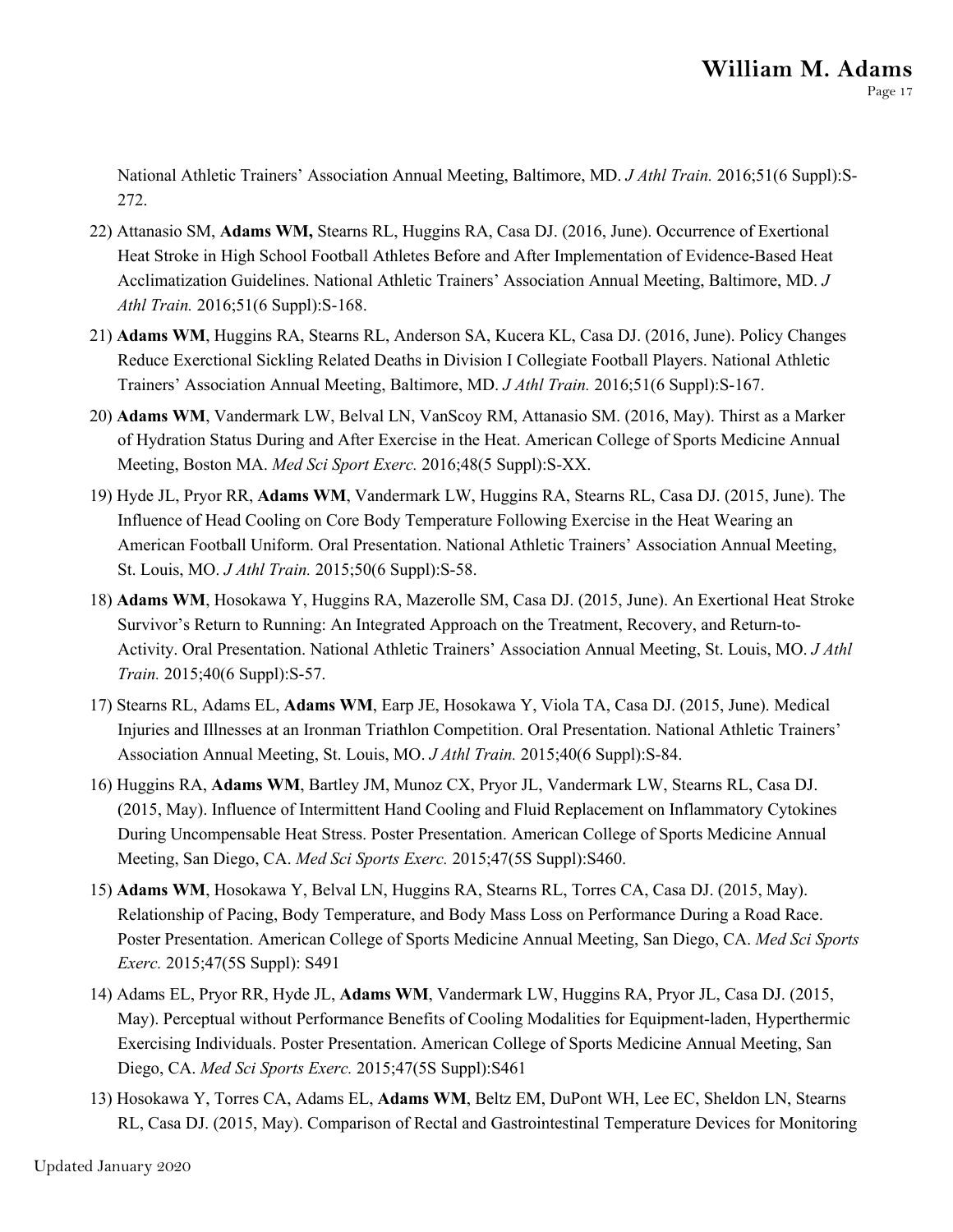National Athletic Trainers' Association Annual Meeting, Baltimore, MD. *J Athl Train.* 2016;51(6 Suppl):S-272.

22) Attanasio SM, **Adams WM,** Stearns RL, Huggins RA, Casa DJ. (2016, June). Occurrence of Exertional Heat Stroke in High School Football Athletes Before and After Implementation of Evidence-Based Heat Acclimatization Guidelines. National Athletic Trainers' Association Annual Meeting, Baltimore, MD. *J Athl Train.* 2016;51(6 Suppl):S-168.

21) **Adams WM**, Huggins RA, Stearns RL, Anderson SA, Kucera KL, Casa DJ. (2016, June). Policy Changes Reduce Exerctional Sickling Related Deaths in Division I Collegiate Football Players. National Athletic Trainers' Association Annual Meeting, Baltimore, MD. *J Athl Train.* 2016;51(6 Suppl):S-167.

20) **Adams WM**, Vandermark LW, Belval LN, VanScoy RM, Attanasio SM. (2016, May). Thirst as a Marker of Hydration Status During and After Exercise in the Heat. American College of Sports Medicine Annual Meeting, Boston MA. *Med Sci Sport Exerc.* 2016;48(5 Suppl):S-XX.

19) Hyde JL, Pryor RR, **Adams WM**, Vandermark LW, Huggins RA, Stearns RL, Casa DJ. (2015, June). The Influence of Head Cooling on Core Body Temperature Following Exercise in the Heat Wearing an American Football Uniform. Oral Presentation. National Athletic Trainers' Association Annual Meeting, St. Louis, MO. *J Athl Train.* 2015;50(6 Suppl):S-58.

18) **Adams WM**, Hosokawa Y, Huggins RA, Mazerolle SM, Casa DJ. (2015, June). An Exertional Heat Stroke Survivor's Return to Running: An Integrated Approach on the Treatment, Recovery, and Return-to-Activity. Oral Presentation. National Athletic Trainers' Association Annual Meeting, St. Louis, MO. *J Athl Train.* 2015;40(6 Suppl):S-57.

17) Stearns RL, Adams EL, **Adams WM**, Earp JE, Hosokawa Y, Viola TA, Casa DJ. (2015, June). Medical Injuries and Illnesses at an Ironman Triathlon Competition. Oral Presentation. National Athletic Trainers' Association Annual Meeting, St. Louis, MO. *J Athl Train.* 2015;40(6 Suppl):S-84.

16) Huggins RA, **Adams WM**, Bartley JM, Munoz CX, Pryor JL, Vandermark LW, Stearns RL, Casa DJ. (2015, May). Influence of Intermittent Hand Cooling and Fluid Replacement on Inflammatory Cytokines During Uncompensable Heat Stress. Poster Presentation. American College of Sports Medicine Annual Meeting, San Diego, CA. *Med Sci Sports Exerc.* 2015;47(5S Suppl):S460.

15) **Adams WM**, Hosokawa Y, Belval LN, Huggins RA, Stearns RL, Torres CA, Casa DJ. (2015, May). Relationship of Pacing, Body Temperature, and Body Mass Loss on Performance During a Road Race. Poster Presentation. American College of Sports Medicine Annual Meeting, San Diego, CA. *Med Sci Sports Exerc.* 2015;47(5S Suppl): S491

14) Adams EL, Pryor RR, Hyde JL, **Adams WM**, Vandermark LW, Huggins RA, Pryor JL, Casa DJ. (2015, May). Perceptual without Performance Benefits of Cooling Modalities for Equipment-laden, Hyperthermic Exercising Individuals. Poster Presentation. American College of Sports Medicine Annual Meeting, San Diego, CA. *Med Sci Sports Exerc.* 2015;47(5S Suppl):S461

13) Hosokawa Y, Torres CA, Adams EL, **Adams WM**, Beltz EM, DuPont WH, Lee EC, Sheldon LN, Stearns RL, Casa DJ. (2015, May). Comparison of Rectal and Gastrointestinal Temperature Devices for Monitoring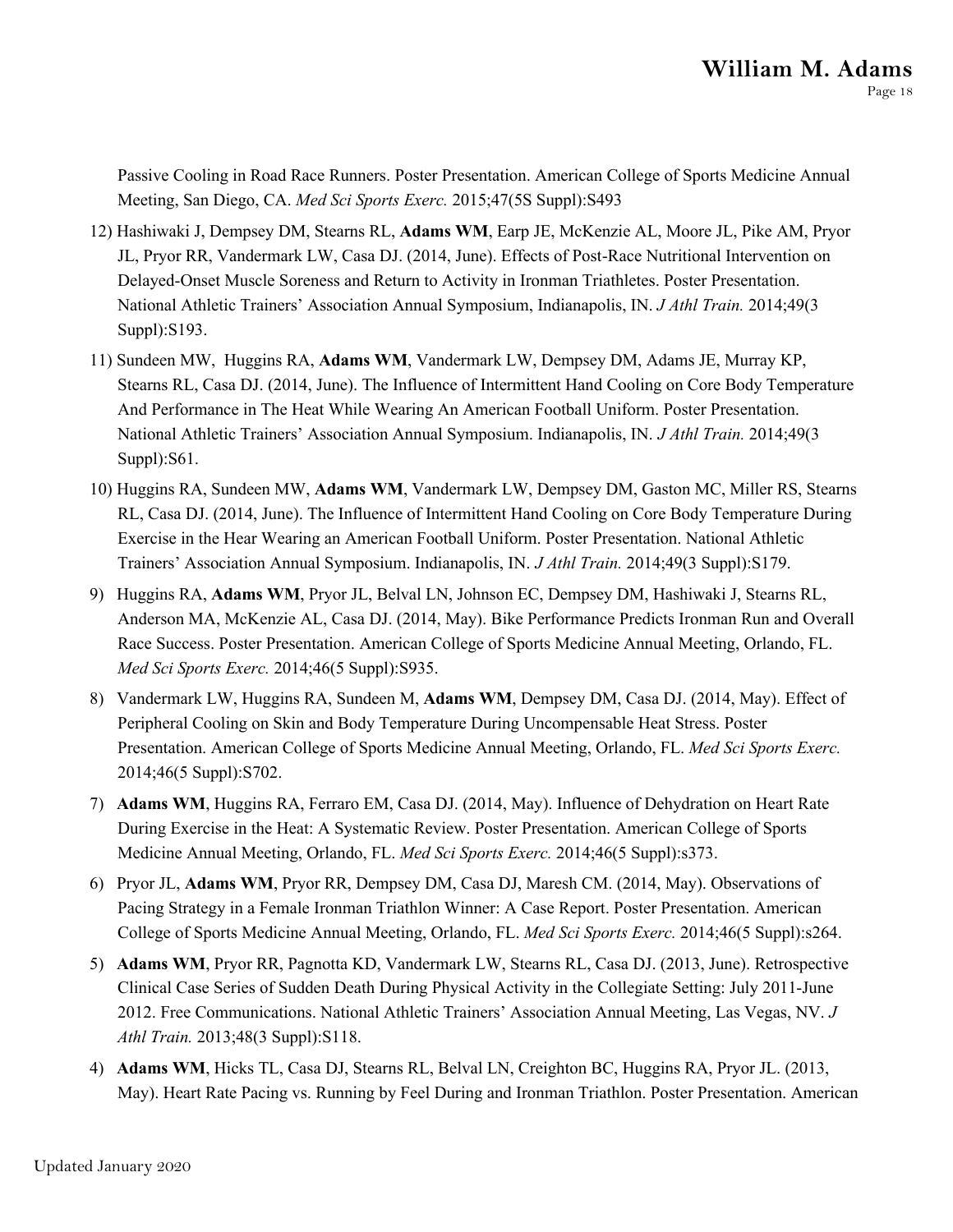Passive Cooling in Road Race Runners. Poster Presentation. American College of Sports Medicine Annual Meeting, San Diego, CA. *Med Sci Sports Exerc.* 2015;47(5S Suppl):S493

12) Hashiwaki J, Dempsey DM, Stearns RL, **Adams WM**, Earp JE, McKenzie AL, Moore JL, Pike AM, Pryor JL, Pryor RR, Vandermark LW, Casa DJ. (2014, June). Effects of Post-Race Nutritional Intervention on Delayed-Onset Muscle Soreness and Return to Activity in Ironman Triathletes. Poster Presentation. National Athletic Trainers' Association Annual Symposium, Indianapolis, IN. *J Athl Train.* 2014;49(3 Suppl):S193.

11) Sundeen MW, Huggins RA, **Adams WM**, Vandermark LW, Dempsey DM, Adams JE, Murray KP, Stearns RL, Casa DJ. (2014, June). The Influence of Intermittent Hand Cooling on Core Body Temperature And Performance in The Heat While Wearing An American Football Uniform. Poster Presentation. National Athletic Trainers' Association Annual Symposium. Indianapolis, IN. *J Athl Train.* 2014;49(3 Suppl):S61.

10) Huggins RA, Sundeen MW, **Adams WM**, Vandermark LW, Dempsey DM, Gaston MC, Miller RS, Stearns RL, Casa DJ. (2014, June). The Influence of Intermittent Hand Cooling on Core Body Temperature During Exercise in the Hear Wearing an American Football Uniform. Poster Presentation. National Athletic Trainers' Association Annual Symposium. Indianapolis, IN. *J Athl Train.* 2014;49(3 Suppl):S179.

9) Huggins RA, **Adams WM**, Pryor JL, Belval LN, Johnson EC, Dempsey DM, Hashiwaki J, Stearns RL, Anderson MA, McKenzie AL, Casa DJ. (2014, May). Bike Performance Predicts Ironman Run and Overall Race Success. Poster Presentation. American College of Sports Medicine Annual Meeting, Orlando, FL. *Med Sci Sports Exerc.* 2014;46(5 Suppl):S935.

8) Vandermark LW, Huggins RA, Sundeen M, **Adams WM**, Dempsey DM, Casa DJ. (2014, May). Effect of Peripheral Cooling on Skin and Body Temperature During Uncompensable Heat Stress. Poster Presentation. American College of Sports Medicine Annual Meeting, Orlando, FL. *Med Sci Sports Exerc.* 2014;46(5 Suppl):S702.

7) **Adams WM**, Huggins RA, Ferraro EM, Casa DJ. (2014, May). Influence of Dehydration on Heart Rate During Exercise in the Heat: A Systematic Review. Poster Presentation. American College of Sports Medicine Annual Meeting, Orlando, FL. *Med Sci Sports Exerc.* 2014;46(5 Suppl):s373.

6) Pryor JL, **Adams WM**, Pryor RR, Dempsey DM, Casa DJ, Maresh CM. (2014, May). Observations of Pacing Strategy in a Female Ironman Triathlon Winner: A Case Report. Poster Presentation. American College of Sports Medicine Annual Meeting, Orlando, FL. *Med Sci Sports Exerc.* 2014;46(5 Suppl):s264.

5) **Adams WM**, Pryor RR, Pagnotta KD, Vandermark LW, Stearns RL, Casa DJ. (2013, June). Retrospective Clinical Case Series of Sudden Death During Physical Activity in the Collegiate Setting: July 2011-June 2012. Free Communications. National Athletic Trainers' Association Annual Meeting, Las Vegas, NV. *J Athl Train.* 2013;48(3 Suppl):S118.

4) **Adams WM**, Hicks TL, Casa DJ, Stearns RL, Belval LN, Creighton BC, Huggins RA, Pryor JL. (2013, May). Heart Rate Pacing vs. Running by Feel During and Ironman Triathlon. Poster Presentation. American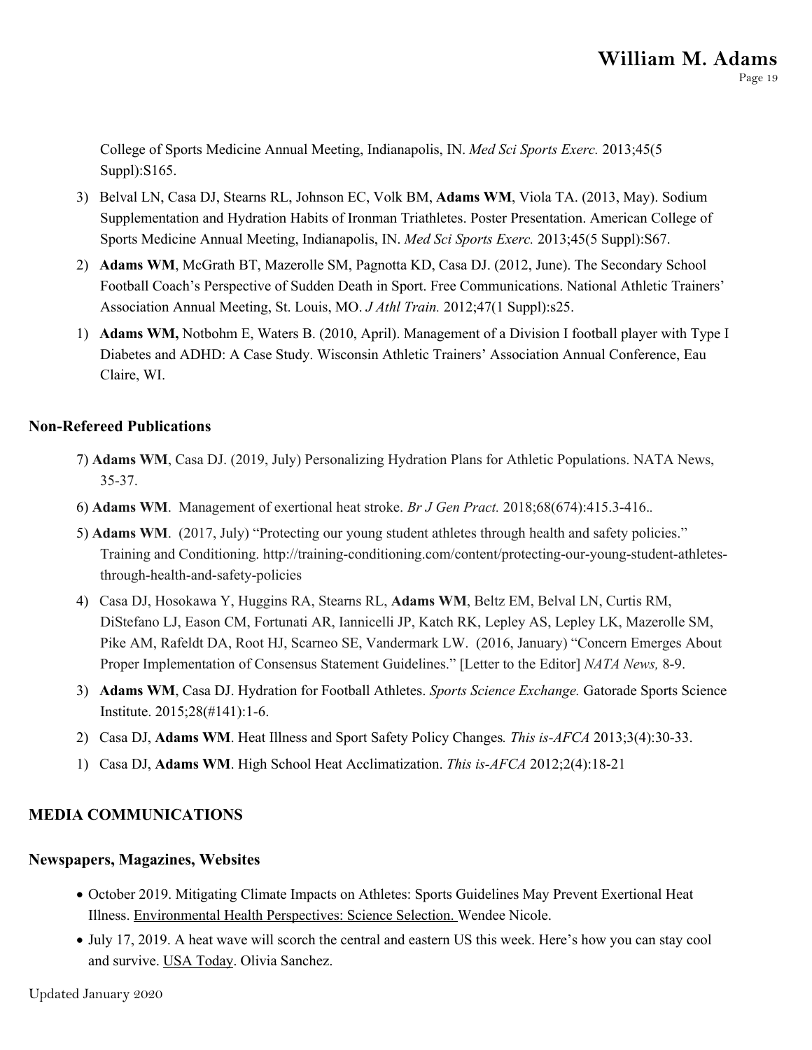College of Sports Medicine Annual Meeting, Indianapolis, IN. *Med Sci Sports Exerc.* 2013;45(5 Suppl):S165.

3) Belval LN, Casa DJ, Stearns RL, Johnson EC, Volk BM, **Adams WM**, Viola TA. (2013, May). Sodium Supplementation and Hydration Habits of Ironman Triathletes. Poster Presentation. American College of Sports Medicine Annual Meeting, Indianapolis, IN. *Med Sci Sports Exerc.* 2013;45(5 Suppl):S67.

2) **Adams WM**, McGrath BT, Mazerolle SM, Pagnotta KD, Casa DJ. (2012, June). The Secondary School Football Coach's Perspective of Sudden Death in Sport. Free Communications. National Athletic Trainers' Association Annual Meeting, St. Louis, MO. *J Athl Train.* 2012;47(1 Suppl):s25.

1) **Adams WM,** Notbohm E, Waters B. (2010, April). Management of a Division I football player with Type I Diabetes and ADHD: A Case Study. Wisconsin Athletic Trainers' Association Annual Conference, Eau Claire, WI.

### Non-Refereed Publications

7) **Adams WM**, Casa DJ. (2019, July) Personalizing Hydration Plans for Athletic Populations. NATA News, 35-37.

6) **Adams WM**. Management of exertional heat stroke. *Br J Gen Pract.* 2018;68(674):415.3-416..

5) **Adams WM**. (2017, July) "Protecting our young student athletes through health and safety policies." Training and Conditioning. http://training-conditioning.com/content/protecting-our-young-student-athletes-through-health-and-safety-policies

4) Casa DJ, Hosokawa Y, Huggins RA, Stearns RL, **Adams WM**, Beltz EM, Belval LN, Curtis RM, DiStefano LJ, Eason CM, Fortunati AR, Iannicelli JP, Katch RK, Lepley AS, Lepley LK, Mazerolle SM, Pike AM, Rafeldt DA, Root HJ, Scarneo SE, Vandermark LW. (2016, January) "Concern Emerges About Proper Implementation of Consensus Statement Guidelines." [Letter to the Editor] *NATA News,* 8-9.

3) **Adams WM**, Casa DJ. Hydration for Football Athletes. *Sports Science Exchange.* Gatorade Sports Science Institute. 2015;28(#141):1-6.

2) Casa DJ, **Adams WM**. Heat Illness and Sport Safety Policy Changes*. This is-AFCA* 2013;3(4):30-33.

1) Casa DJ, **Adams WM**. High School Heat Acclimatization. *This is-AFCA* 2012;2(4):18-21

## MEDIA COMMUNICATIONS

### Newspapers, Magazines, Websites

- October 2019. Mitigating Climate Impacts on Athletes: Sports Guidelines May Prevent Exertional Heat Illness. Environmental Health Perspectives: Science Selection. Wendee Nicole.
- July 17, 2019. A heat wave will scorch the central and eastern US this week. Here's how you can stay cool and survive. USA Today. Olivia Sanchez.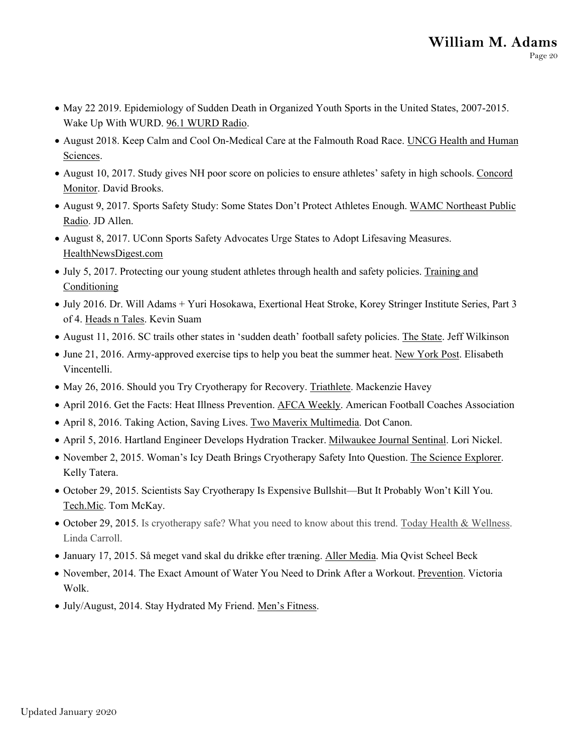- May 22 2019. Epidemiology of Sudden Death in Organized Youth Sports in the United States, 2007-2015. Wake Up With WURD. 96.1 WURD Radio.
- August 2018. Keep Calm and Cool On-Medical Care at the Falmouth Road Race. UNCG Health and Human Sciences.
- August 10, 2017. Study gives NH poor score on policies to ensure athletes' safety in high schools. Concord Monitor. David Brooks.
- August 9, 2017. Sports Safety Study: Some States Don't Protect Athletes Enough. WAMC Northeast Public Radio. JD Allen.
- August 8, 2017. UConn Sports Safety Advocates Urge States to Adopt Lifesaving Measures. HealthNewsDigest.com
- July 5, 2017. Protecting our young student athletes through health and safety policies. Training and Conditioning
- July 2016. Dr. Will Adams + Yuri Hosokawa, Exertional Heat Stroke, Korey Stringer Institute Series, Part 3 of 4. Heads n Tales. Kevin Suam
- August 11, 2016. SC trails other states in 'sudden death' football safety policies. The State. Jeff Wilkinson
- June 21, 2016. Army-approved exercise tips to help you beat the summer heat. New York Post. Elisabeth Vincentelli.
- May 26, 2016. Should you Try Cryotherapy for Recovery. Triathlete. Mackenzie Havey
- April 2016. Get the Facts: Heat Illness Prevention. AFCA Weekly. American Football Coaches Association
- April 8, 2016. Taking Action, Saving Lives. Two Maverix Multimedia. Dot Canon.
- April 5, 2016. Hartland Engineer Develops Hydration Tracker. Milwaukee Journal Sentinal. Lori Nickel.
- November 2, 2015. Woman's Icy Death Brings Cryotherapy Safety Into Question. The Science Explorer. Kelly Tatera.
- October 29, 2015. Scientists Say Cryotherapy Is Expensive Bullshit—But It Probably Won't Kill You. Tech.Mic. Tom McKay.
- October 29, 2015. Is cryotherapy safe? What you need to know about this trend. Today Health & Wellness. Linda Carroll.
- January 17, 2015. Så meget vand skal du drikke efter træning. Aller Media. Mia Qvist Scheel Beck
- November, 2014. The Exact Amount of Water You Need to Drink After a Workout. Prevention. Victoria Wolk.
- July/August, 2014. Stay Hydrated My Friend. Men's Fitness.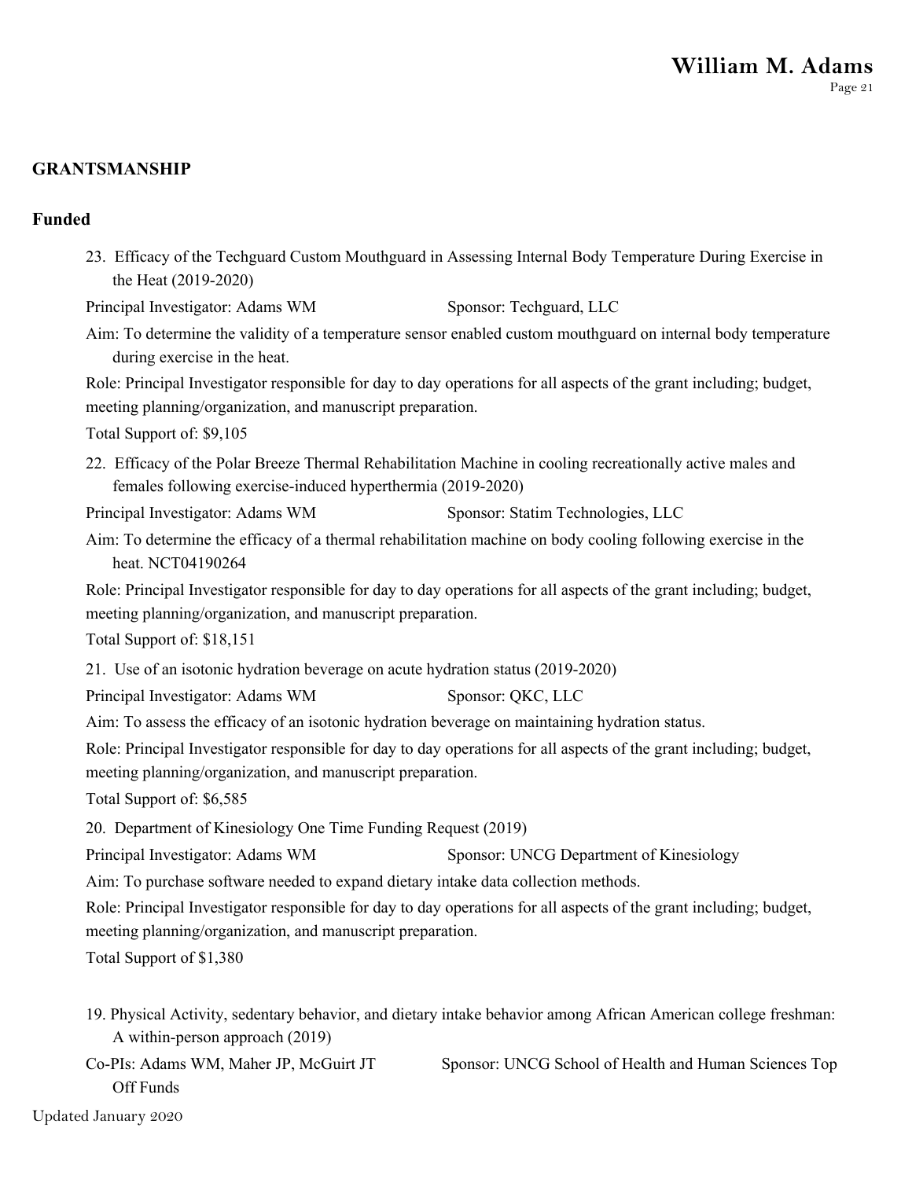## GRANTSMANSHIP

### Funded

23. Efficacy of the Techguard Custom Mouthguard in Assessing Internal Body Temperature During Exercise in the Heat (2019-2020)

Principal Investigator: Adams WM Sponsor: Techguard, LLC

Aim: To determine the validity of a temperature sensor enabled custom mouthguard on internal body temperature during exercise in the heat.

Role: Principal Investigator responsible for day to day operations for all aspects of the grant including; budget, meeting planning/organization, and manuscript preparation.

Total Support of: $9,105

22. Efficacy of the Polar Breeze Thermal Rehabilitation Machine in cooling recreationally active males and females following exercise-induced hyperthermia (2019-2020)

Principal Investigator: Adams WM Sponsor: Statim Technologies, LLC

Aim: To determine the efficacy of a thermal rehabilitation machine on body cooling following exercise in the heat. NCT04190264

Role: Principal Investigator responsible for day to day operations for all aspects of the grant including; budget, meeting planning/organization, and manuscript preparation.

Total Support of: $18,151

21. Use of an isotonic hydration beverage on acute hydration status (2019-2020)

Principal Investigator: Adams WM Sponsor: QKC, LLC

Aim: To assess the efficacy of an isotonic hydration beverage on maintaining hydration status.

Role: Principal Investigator responsible for day to day operations for all aspects of the grant including; budget, meeting planning/organization, and manuscript preparation.

Total Support of: $6,585

20. Department of Kinesiology One Time Funding Request (2019)

Principal Investigator: Adams WM Sponsor: UNCG Department of Kinesiology

Aim: To purchase software needed to expand dietary intake data collection methods.

Role: Principal Investigator responsible for day to day operations for all aspects of the grant including; budget, meeting planning/organization, and manuscript preparation.

Total Support of $1,380

19. Physical Activity, sedentary behavior, and dietary intake behavior among African American college freshman: A within-person approach (2019)

Co-PIs: Adams WM, Maher JP, McGuirt JT Sponsor: UNCG School of Health and Human Sciences Top Off Funds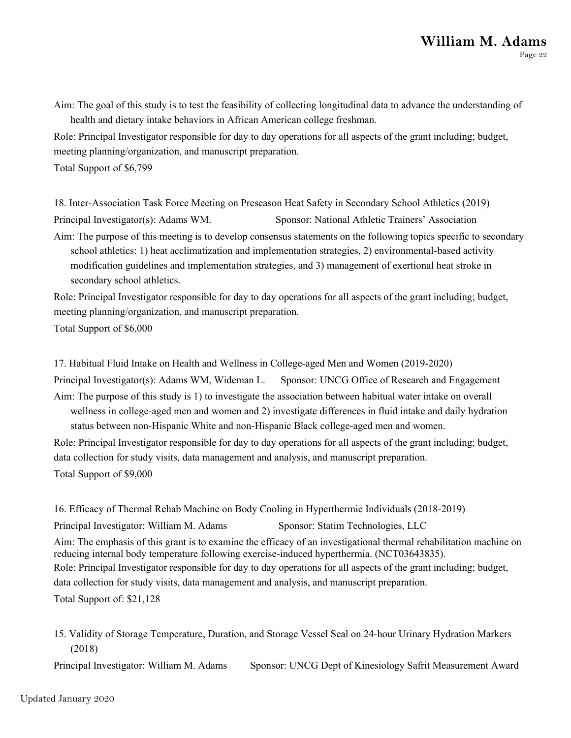Aim: The goal of this study is to test the feasibility of collecting longitudinal data to advance the understanding of health and dietary intake behaviors in African American college freshman.

Role: Principal Investigator responsible for day to day operations for all aspects of the grant including; budget, meeting planning/organization, and manuscript preparation.

Total Support of $6,799

18. Inter-Association Task Force Meeting on Preseason Heat Safety in Secondary School Athletics (2019)

Principal Investigator(s): Adams WM. Sponsor: National Athletic Trainers' Association

Aim: The purpose of this meeting is to develop consensus statements on the following topics specific to secondary school athletics: 1) heat acclimatization and implementation strategies, 2) environmental-based activity modification guidelines and implementation strategies, and 3) management of exertional heat stroke in secondary school athletics.

Role: Principal Investigator responsible for day to day operations for all aspects of the grant including; budget, meeting planning/organization, and manuscript preparation.

Total Support of $6,000

17. Habitual Fluid Intake on Health and Wellness in College-aged Men and Women (2019-2020)

Principal Investigator(s): Adams WM, Wideman L. Sponsor: UNCG Office of Research and Engagement

Aim: The purpose of this study is 1) to investigate the association between habitual water intake on overall wellness in college-aged men and women and 2) investigate differences in fluid intake and daily hydration status between non-Hispanic White and non-Hispanic Black college-aged men and women.

Role: Principal Investigator responsible for day to day operations for all aspects of the grant including; budget, data collection for study visits, data management and analysis, and manuscript preparation.

Total Support of $9,000

16. Efficacy of Thermal Rehab Machine on Body Cooling in Hyperthermic Individuals (2018-2019)

Principal Investigator: William M. Adams Sponsor: Statim Technologies, LLC

Aim: The emphasis of this grant is to examine the efficacy of an investigational thermal rehabilitation machine on reducing internal body temperature following exercise-induced hyperthermia. (NCT03643835).

Role: Principal Investigator responsible for day to day operations for all aspects of the grant including; budget, data collection for study visits, data management and analysis, and manuscript preparation.

Total Support of: $21,128

15. Validity of Storage Temperature, Duration, and Storage Vessel Seal on 24-hour Urinary Hydration Markers (2018)

Principal Investigator: William M. Adams Sponsor: UNCG Dept of Kinesiology Safrit Measurement Award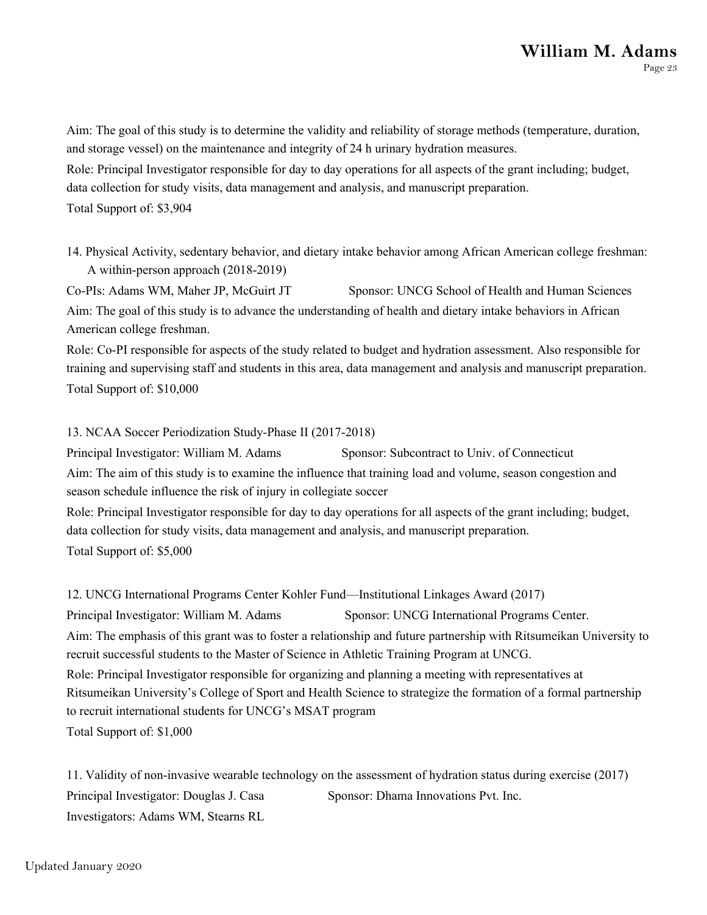Aim: The goal of this study is to determine the validity and reliability of storage methods (temperature, duration, and storage vessel) on the maintenance and integrity of 24 h urinary hydration measures.

Role: Principal Investigator responsible for day to day operations for all aspects of the grant including; budget, data collection for study visits, data management and analysis, and manuscript preparation.

Total Support of: $3,904

14. Physical Activity, sedentary behavior, and dietary intake behavior among African American college freshman: A within-person approach (2018-2019)

Co-PIs: Adams WM, Maher JP, McGuirt JT  Sponsor: UNCG School of Health and Human Sciences

Aim: The goal of this study is to advance the understanding of health and dietary intake behaviors in African American college freshman.

Role: Co-PI responsible for aspects of the study related to budget and hydration assessment. Also responsible for training and supervising staff and students in this area, data management and analysis and manuscript preparation.

Total Support of: $10,000

13. NCAA Soccer Periodization Study-Phase II (2017-2018)

Principal Investigator: William M. Adams  Sponsor: Subcontract to Univ. of Connecticut

Aim: The aim of this study is to examine the influence that training load and volume, season congestion and season schedule influence the risk of injury in collegiate soccer

Role: Principal Investigator responsible for day to day operations for all aspects of the grant including; budget, data collection for study visits, data management and analysis, and manuscript preparation.

Total Support of: $5,000

12. UNCG International Programs Center Kohler Fund—Institutional Linkages Award (2017)

Principal Investigator: William M. Adams  Sponsor: UNCG International Programs Center.

Aim: The emphasis of this grant was to foster a relationship and future partnership with Ritsumeikan University to recruit successful students to the Master of Science in Athletic Training Program at UNCG.

Role: Principal Investigator responsible for organizing and planning a meeting with representatives at Ritsumeikan University's College of Sport and Health Science to strategize the formation of a formal partnership to recruit international students for UNCG's MSAT program

Total Support of: $1,000

11. Validity of non-invasive wearable technology on the assessment of hydration status during exercise (2017)

Principal Investigator: Douglas J. Casa  Sponsor: Dhama Innovations Pvt. Inc.

Investigators: Adams WM, Stearns RL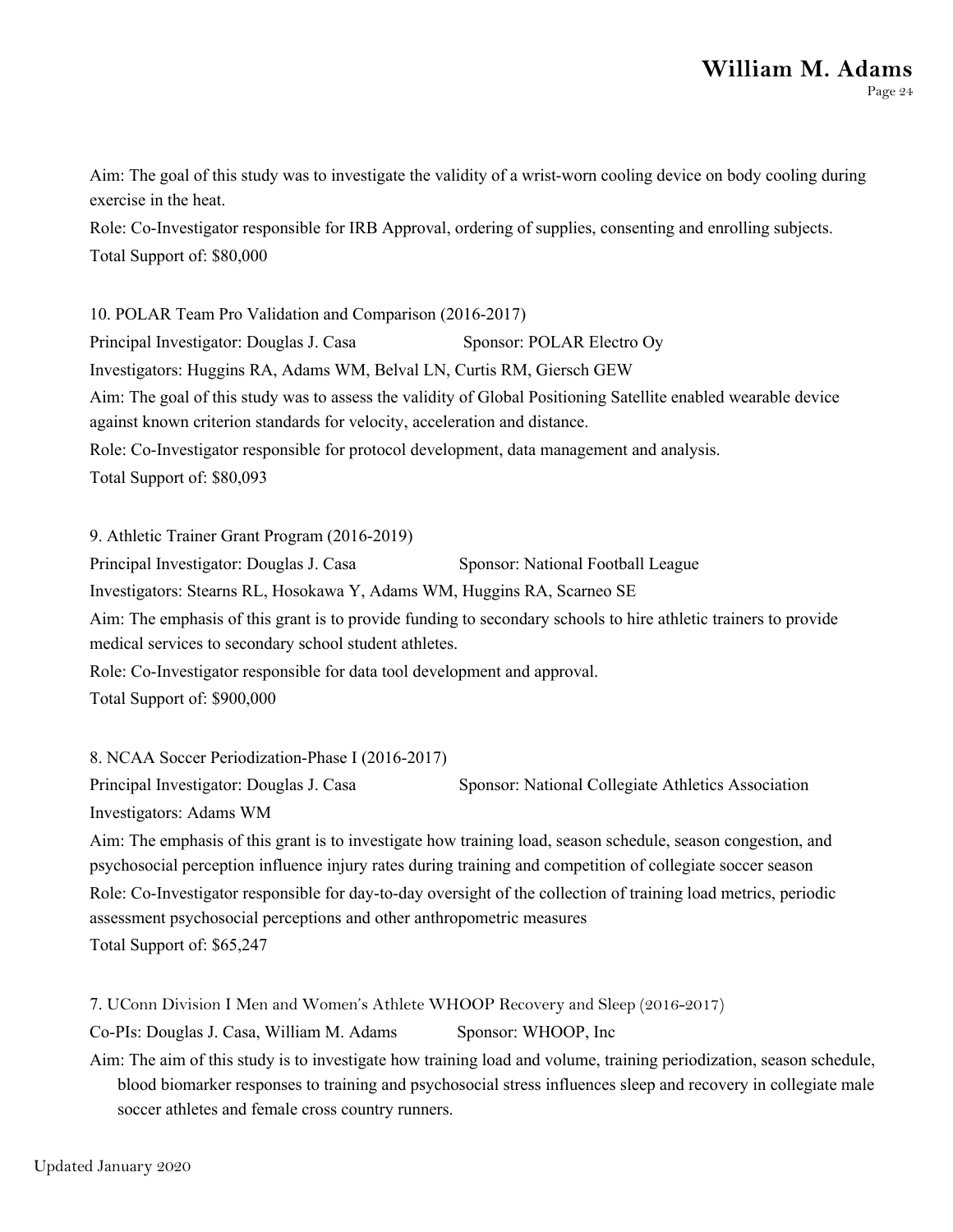Aim: The goal of this study was to investigate the validity of a wrist-worn cooling device on body cooling during exercise in the heat.

Role: Co-Investigator responsible for IRB Approval, ordering of supplies, consenting and enrolling subjects.

Total Support of: $80,000

10. POLAR Team Pro Validation and Comparison (2016-2017)

Principal Investigator: Douglas J. Casa Sponsor: POLAR Electro Oy

Investigators: Huggins RA, Adams WM, Belval LN, Curtis RM, Giersch GEW

Aim: The goal of this study was to assess the validity of Global Positioning Satellite enabled wearable device against known criterion standards for velocity, acceleration and distance.

Role: Co-Investigator responsible for protocol development, data management and analysis.

Total Support of: $80,093

9. Athletic Trainer Grant Program (2016-2019)

Principal Investigator: Douglas J. Casa Sponsor: National Football League

Investigators: Stearns RL, Hosokawa Y, Adams WM, Huggins RA, Scarneo SE

Aim: The emphasis of this grant is to provide funding to secondary schools to hire athletic trainers to provide medical services to secondary school student athletes.

Role: Co-Investigator responsible for data tool development and approval.

Total Support of: $900,000

8. NCAA Soccer Periodization-Phase I (2016-2017)

Principal Investigator: Douglas J. Casa Sponsor: National Collegiate Athletics Association

Investigators: Adams WM

Aim: The emphasis of this grant is to investigate how training load, season schedule, season congestion, and psychosocial perception influence injury rates during training and competition of collegiate soccer season

Role: Co-Investigator responsible for day-to-day oversight of the collection of training load metrics, periodic assessment psychosocial perceptions and other anthropometric measures

Total Support of: $65,247

7. UConn Division I Men and Women's Athlete WHOOP Recovery and Sleep (2016-2017)

Co-PIs: Douglas J. Casa, William M. Adams Sponsor: WHOOP, Inc

Aim: The aim of this study is to investigate how training load and volume, training periodization, season schedule, blood biomarker responses to training and psychosocial stress influences sleep and recovery in collegiate male soccer athletes and female cross country runners.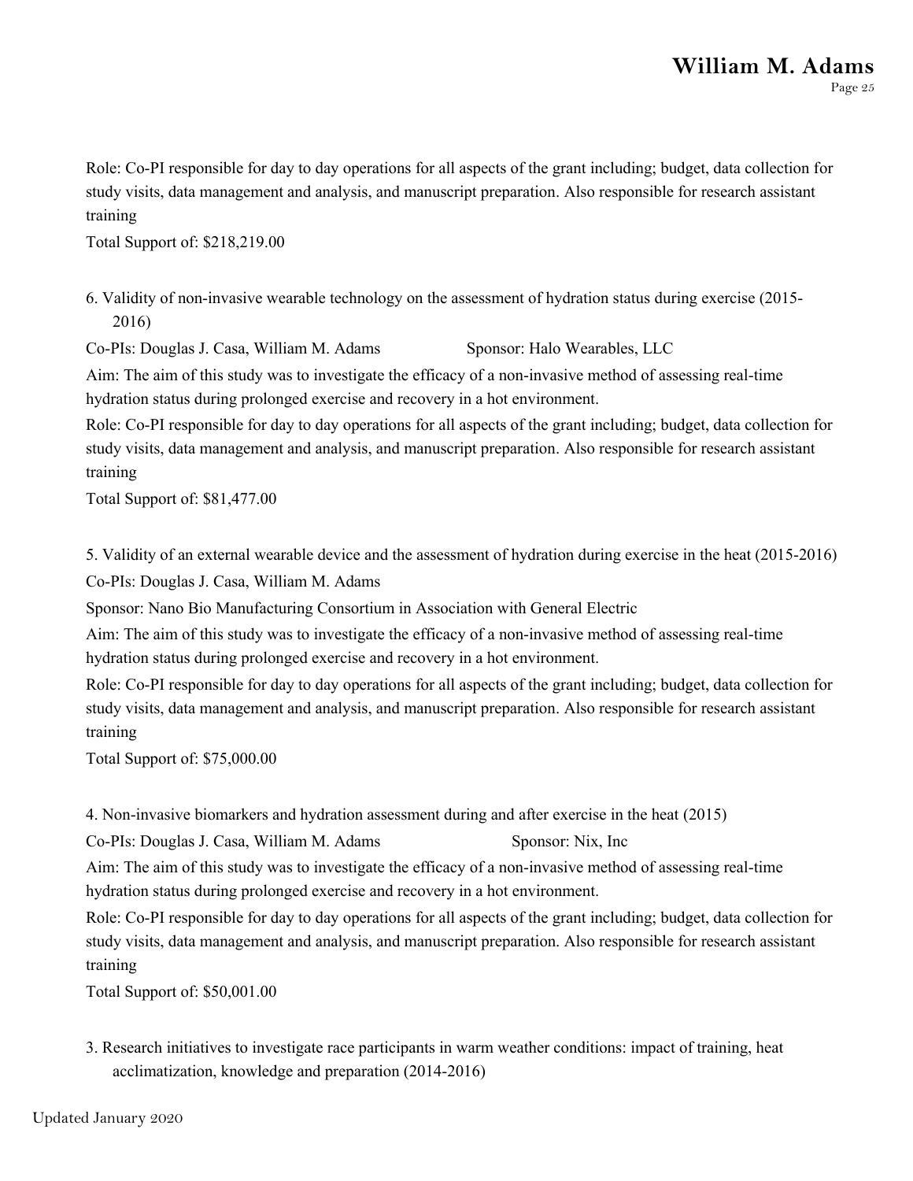Role: Co-PI responsible for day to day operations for all aspects of the grant including; budget, data collection for study visits, data management and analysis, and manuscript preparation. Also responsible for research assistant training

Total Support of: $218,219.00

6. Validity of non-invasive wearable technology on the assessment of hydration status during exercise (2015-2016)

Co-PIs: Douglas J. Casa, William M. Adams Sponsor: Halo Wearables, LLC

Aim: The aim of this study was to investigate the efficacy of a non-invasive method of assessing real-time hydration status during prolonged exercise and recovery in a hot environment.

Role: Co-PI responsible for day to day operations for all aspects of the grant including; budget, data collection for study visits, data management and analysis, and manuscript preparation. Also responsible for research assistant training

Total Support of: $81,477.00

5. Validity of an external wearable device and the assessment of hydration during exercise in the heat (2015-2016)

Co-PIs: Douglas J. Casa, William M. Adams

Sponsor: Nano Bio Manufacturing Consortium in Association with General Electric

Aim: The aim of this study was to investigate the efficacy of a non-invasive method of assessing real-time hydration status during prolonged exercise and recovery in a hot environment.

Role: Co-PI responsible for day to day operations for all aspects of the grant including; budget, data collection for study visits, data management and analysis, and manuscript preparation. Also responsible for research assistant training

Total Support of: $75,000.00

4. Non-invasive biomarkers and hydration assessment during and after exercise in the heat (2015)

Co-PIs: Douglas J. Casa, William M. Adams Sponsor: Nix, Inc

Aim: The aim of this study was to investigate the efficacy of a non-invasive method of assessing real-time hydration status during prolonged exercise and recovery in a hot environment.

Role: Co-PI responsible for day to day operations for all aspects of the grant including; budget, data collection for study visits, data management and analysis, and manuscript preparation. Also responsible for research assistant training

Total Support of: $50,001.00

3. Research initiatives to investigate race participants in warm weather conditions: impact of training, heat acclimatization, knowledge and preparation (2014-2016)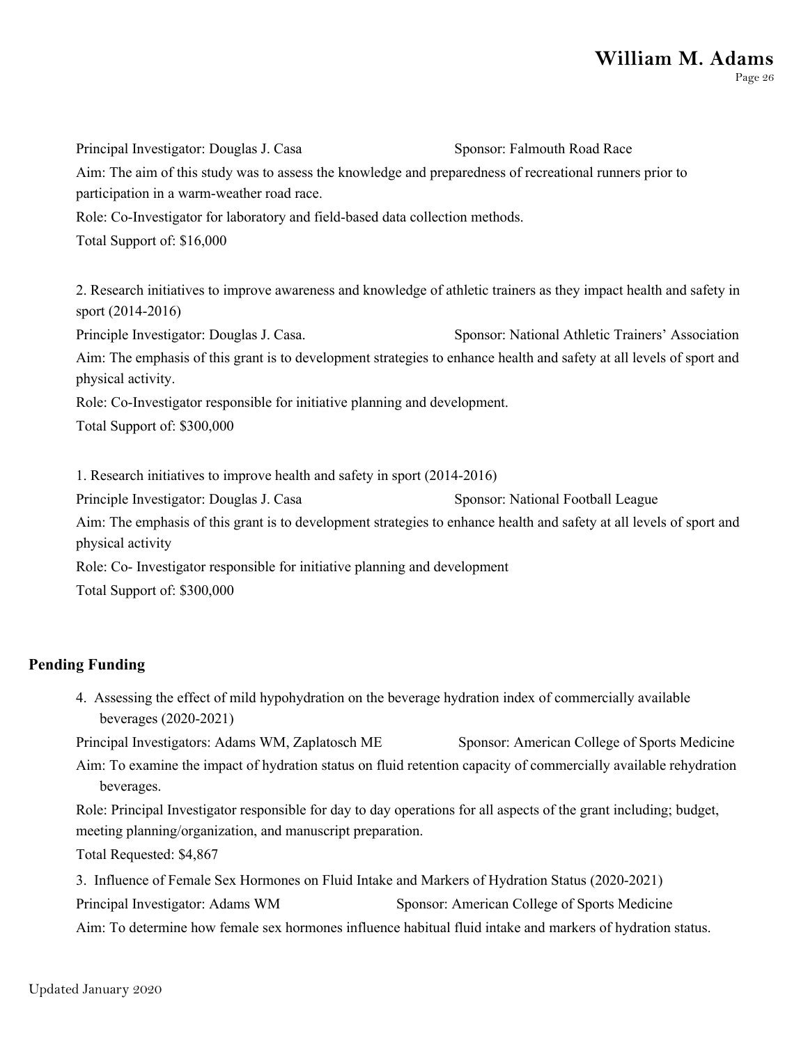Principal Investigator: Douglas J. Casa Sponsor: Falmouth Road Race

Aim: The aim of this study was to assess the knowledge and preparedness of recreational runners prior to participation in a warm-weather road race.

Role: Co-Investigator for laboratory and field-based data collection methods.

Total Support of: $16,000

2. Research initiatives to improve awareness and knowledge of athletic trainers as they impact health and safety in sport (2014-2016)

Principle Investigator: Douglas J. Casa. Sponsor: National Athletic Trainers' Association

Aim: The emphasis of this grant is to development strategies to enhance health and safety at all levels of sport and physical activity.

Role: Co-Investigator responsible for initiative planning and development.

Total Support of: $300,000

1. Research initiatives to improve health and safety in sport (2014-2016)

Principle Investigator: Douglas J. Casa Sponsor: National Football League

Aim: The emphasis of this grant is to development strategies to enhance health and safety at all levels of sport and physical activity

Role: Co- Investigator responsible for initiative planning and development

Total Support of: $300,000

## Pending Funding

4. Assessing the effect of mild hypohydration on the beverage hydration index of commercially available beverages (2020-2021)

Principal Investigators: Adams WM, Zaplatosch ME Sponsor: American College of Sports Medicine

Aim: To examine the impact of hydration status on fluid retention capacity of commercially available rehydration beverages.

Role: Principal Investigator responsible for day to day operations for all aspects of the grant including; budget, meeting planning/organization, and manuscript preparation.

Total Requested: $4,867

3. Influence of Female Sex Hormones on Fluid Intake and Markers of Hydration Status (2020-2021)

Principal Investigator: Adams WM Sponsor: American College of Sports Medicine

Aim: To determine how female sex hormones influence habitual fluid intake and markers of hydration status.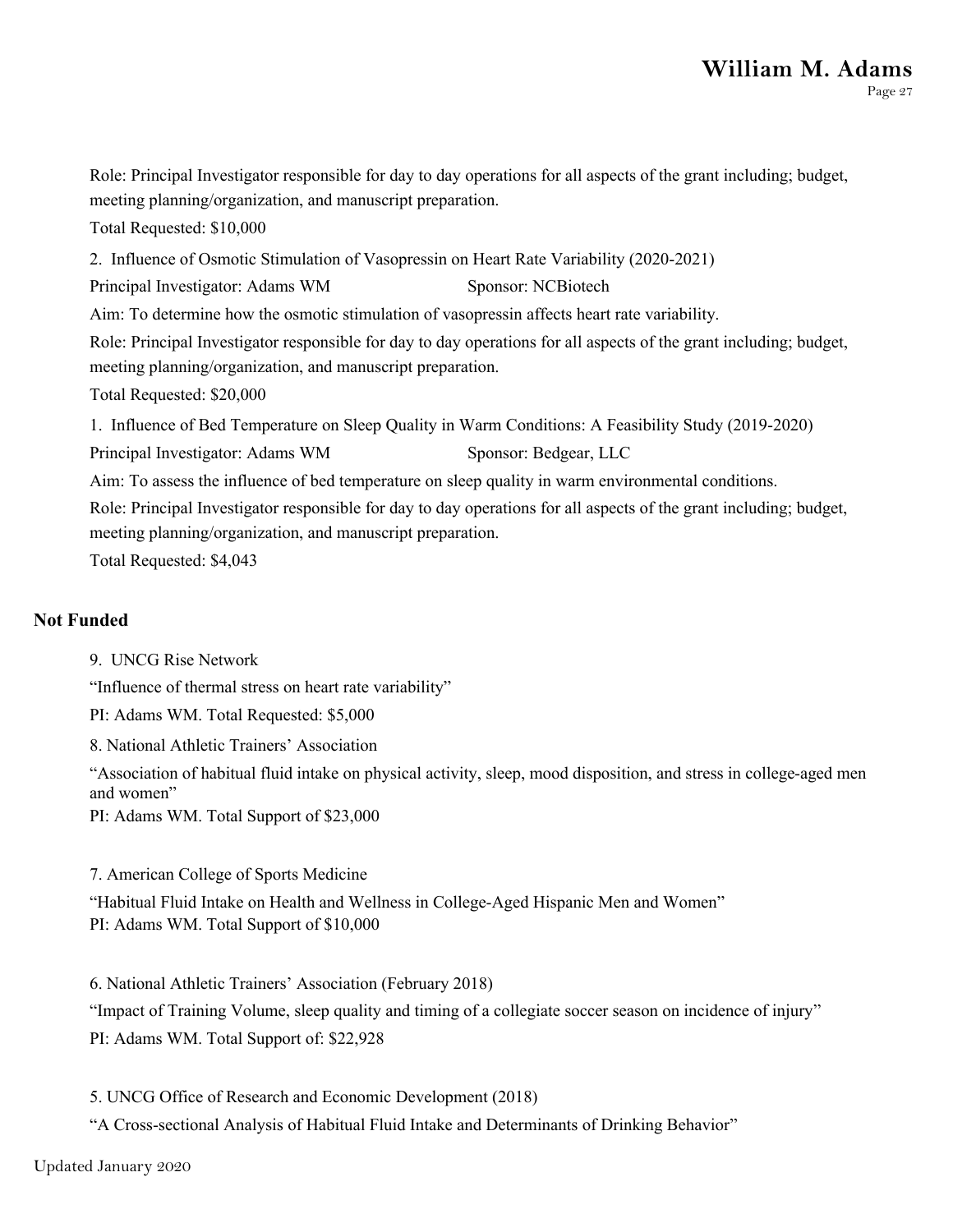Role: Principal Investigator responsible for day to day operations for all aspects of the grant including; budget, meeting planning/organization, and manuscript preparation.

Total Requested: $10,000

2. Influence of Osmotic Stimulation of Vasopressin on Heart Rate Variability (2020-2021)

Principal Investigator: Adams WM Sponsor: NCBiotech

Aim: To determine how the osmotic stimulation of vasopressin affects heart rate variability.

Role: Principal Investigator responsible for day to day operations for all aspects of the grant including; budget, meeting planning/organization, and manuscript preparation.

Total Requested: $20,000

1. Influence of Bed Temperature on Sleep Quality in Warm Conditions: A Feasibility Study (2019-2020)

Principal Investigator: Adams WM Sponsor: Bedgear, LLC

Aim: To assess the influence of bed temperature on sleep quality in warm environmental conditions.

Role: Principal Investigator responsible for day to day operations for all aspects of the grant including; budget, meeting planning/organization, and manuscript preparation.

Total Requested: $4,043

## Not Funded

9. UNCG Rise Network

"Influence of thermal stress on heart rate variability"

PI: Adams WM. Total Requested: $5,000

8. National Athletic Trainers' Association

"Association of habitual fluid intake on physical activity, sleep, mood disposition, and stress in college-aged men and women"

PI: Adams WM. Total Support of $23,000

7. American College of Sports Medicine

"Habitual Fluid Intake on Health and Wellness in College-Aged Hispanic Men and Women"

PI: Adams WM. Total Support of $10,000

6. National Athletic Trainers' Association (February 2018)

"Impact of Training Volume, sleep quality and timing of a collegiate soccer season on incidence of injury"

PI: Adams WM. Total Support of: $22,928

5. UNCG Office of Research and Economic Development (2018)

"A Cross-sectional Analysis of Habitual Fluid Intake and Determinants of Drinking Behavior"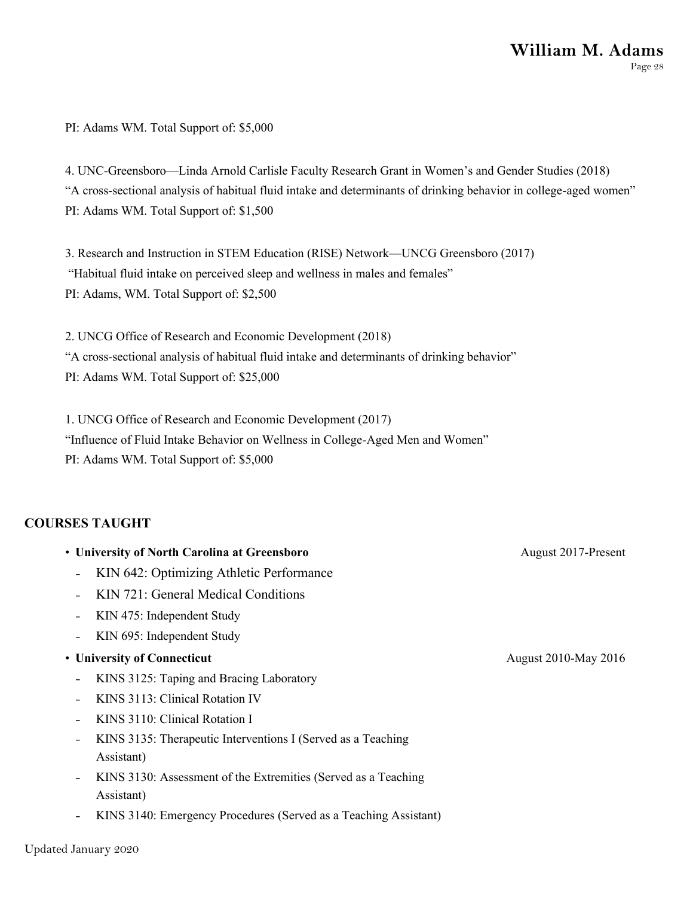PI: Adams WM. Total Support of: $5,000

4. UNC-Greensboro—Linda Arnold Carlisle Faculty Research Grant in Women's and Gender Studies (2018)
"A cross-sectional analysis of habitual fluid intake and determinants of drinking behavior in college-aged women"
PI: Adams WM. Total Support of: $1,500

3. Research and Instruction in STEM Education (RISE) Network—UNCG Greensboro (2017)
"Habitual fluid intake on perceived sleep and wellness in males and females"
PI: Adams, WM. Total Support of: $2,500

2. UNCG Office of Research and Economic Development (2018)
"A cross-sectional analysis of habitual fluid intake and determinants of drinking behavior"
PI: Adams WM. Total Support of: $25,000

1. UNCG Office of Research and Economic Development (2017)
"Influence of Fluid Intake Behavior on Wellness in College-Aged Men and Women"
PI: Adams WM. Total Support of: $5,000

## COURSES TAUGHT

- **University of North Carolina at Greensboro** — August 2017-Present
  - KIN 642: Optimizing Athletic Performance
  - KIN 721: General Medical Conditions
  - KIN 475: Independent Study
  - KIN 695: Independent Study
- **University of Connecticut** — August 2010-May 2016
  - KINS 3125: Taping and Bracing Laboratory
  - KINS 3113: Clinical Rotation IV
  - KINS 3110: Clinical Rotation I
  - KINS 3135: Therapeutic Interventions I (Served as a Teaching Assistant)
  - KINS 3130: Assessment of the Extremities (Served as a Teaching Assistant)
  - KINS 3140: Emergency Procedures (Served as a Teaching Assistant)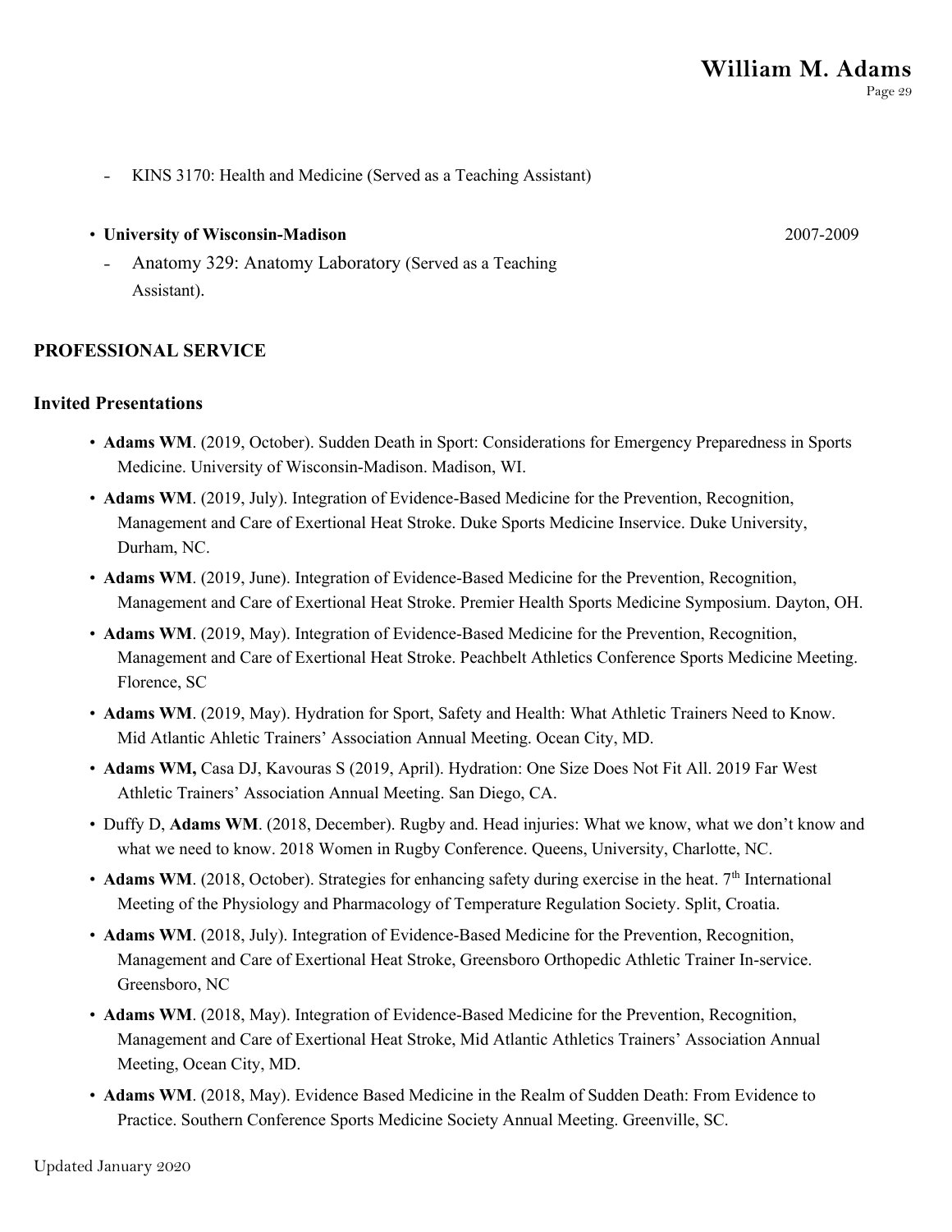- KINS 3170: Health and Medicine (Served as a Teaching Assistant)

- **University of Wisconsin-Madison** 2007-2009
  - Anatomy 329: Anatomy Laboratory (Served as a Teaching Assistant).

## PROFESSIONAL SERVICE

### Invited Presentations

- **Adams WM**. (2019, October). Sudden Death in Sport: Considerations for Emergency Preparedness in Sports Medicine. University of Wisconsin-Madison. Madison, WI.
- **Adams WM**. (2019, July). Integration of Evidence-Based Medicine for the Prevention, Recognition, Management and Care of Exertional Heat Stroke. Duke Sports Medicine Inservice. Duke University, Durham, NC.
- **Adams WM**. (2019, June). Integration of Evidence-Based Medicine for the Prevention, Recognition, Management and Care of Exertional Heat Stroke. Premier Health Sports Medicine Symposium. Dayton, OH.
- **Adams WM**. (2019, May). Integration of Evidence-Based Medicine for the Prevention, Recognition, Management and Care of Exertional Heat Stroke. Peachbelt Athletics Conference Sports Medicine Meeting. Florence, SC
- **Adams WM**. (2019, May). Hydration for Sport, Safety and Health: What Athletic Trainers Need to Know. Mid Atlantic Ahletic Trainers' Association Annual Meeting. Ocean City, MD.
- **Adams WM,** Casa DJ, Kavouras S (2019, April). Hydration: One Size Does Not Fit All. 2019 Far West Athletic Trainers' Association Annual Meeting. San Diego, CA.
- Duffy D, **Adams WM**. (2018, December). Rugby and. Head injuries: What we know, what we don't know and what we need to know. 2018 Women in Rugby Conference. Queens, University, Charlotte, NC.
- **Adams WM**. (2018, October). Strategies for enhancing safety during exercise in the heat. 7th International Meeting of the Physiology and Pharmacology of Temperature Regulation Society. Split, Croatia.
- **Adams WM**. (2018, July). Integration of Evidence-Based Medicine for the Prevention, Recognition, Management and Care of Exertional Heat Stroke, Greensboro Orthopedic Athletic Trainer In-service. Greensboro, NC
- **Adams WM**. (2018, May). Integration of Evidence-Based Medicine for the Prevention, Recognition, Management and Care of Exertional Heat Stroke, Mid Atlantic Athletics Trainers' Association Annual Meeting, Ocean City, MD.
- **Adams WM**. (2018, May). Evidence Based Medicine in the Realm of Sudden Death: From Evidence to Practice. Southern Conference Sports Medicine Society Annual Meeting. Greenville, SC.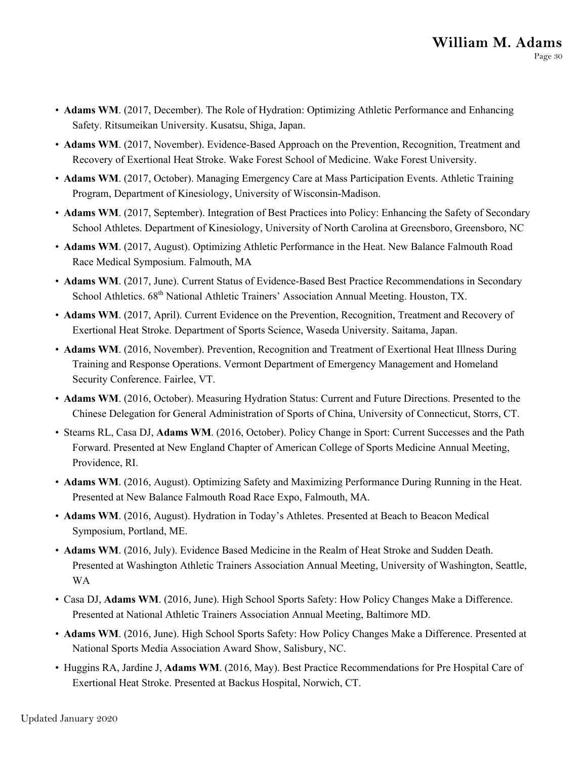- **Adams WM**. (2017, December). The Role of Hydration: Optimizing Athletic Performance and Enhancing Safety. Ritsumeikan University. Kusatsu, Shiga, Japan.
- **Adams WM**. (2017, November). Evidence-Based Approach on the Prevention, Recognition, Treatment and Recovery of Exertional Heat Stroke. Wake Forest School of Medicine. Wake Forest University.
- **Adams WM**. (2017, October). Managing Emergency Care at Mass Participation Events. Athletic Training Program, Department of Kinesiology, University of Wisconsin-Madison.
- **Adams WM**. (2017, September). Integration of Best Practices into Policy: Enhancing the Safety of Secondary School Athletes. Department of Kinesiology, University of North Carolina at Greensboro, Greensboro, NC
- **Adams WM**. (2017, August). Optimizing Athletic Performance in the Heat. New Balance Falmouth Road Race Medical Symposium. Falmouth, MA
- **Adams WM**. (2017, June). Current Status of Evidence-Based Best Practice Recommendations in Secondary School Athletics. 68th National Athletic Trainers' Association Annual Meeting. Houston, TX.
- **Adams WM**. (2017, April). Current Evidence on the Prevention, Recognition, Treatment and Recovery of Exertional Heat Stroke. Department of Sports Science, Waseda University. Saitama, Japan.
- **Adams WM**. (2016, November). Prevention, Recognition and Treatment of Exertional Heat Illness During Training and Response Operations. Vermont Department of Emergency Management and Homeland Security Conference. Fairlee, VT.
- **Adams WM**. (2016, October). Measuring Hydration Status: Current and Future Directions. Presented to the Chinese Delegation for General Administration of Sports of China, University of Connecticut, Storrs, CT.
- Stearns RL, Casa DJ, **Adams WM**. (2016, October). Policy Change in Sport: Current Successes and the Path Forward. Presented at New England Chapter of American College of Sports Medicine Annual Meeting, Providence, RI.
- **Adams WM**. (2016, August). Optimizing Safety and Maximizing Performance During Running in the Heat. Presented at New Balance Falmouth Road Race Expo, Falmouth, MA.
- **Adams WM**. (2016, August). Hydration in Today's Athletes. Presented at Beach to Beacon Medical Symposium, Portland, ME.
- **Adams WM**. (2016, July). Evidence Based Medicine in the Realm of Heat Stroke and Sudden Death. Presented at Washington Athletic Trainers Association Annual Meeting, University of Washington, Seattle, WA
- Casa DJ, **Adams WM**. (2016, June). High School Sports Safety: How Policy Changes Make a Difference. Presented at National Athletic Trainers Association Annual Meeting, Baltimore MD.
- **Adams WM**. (2016, June). High School Sports Safety: How Policy Changes Make a Difference. Presented at National Sports Media Association Award Show, Salisbury, NC.
- Huggins RA, Jardine J, **Adams WM**. (2016, May). Best Practice Recommendations for Pre Hospital Care of Exertional Heat Stroke. Presented at Backus Hospital, Norwich, CT.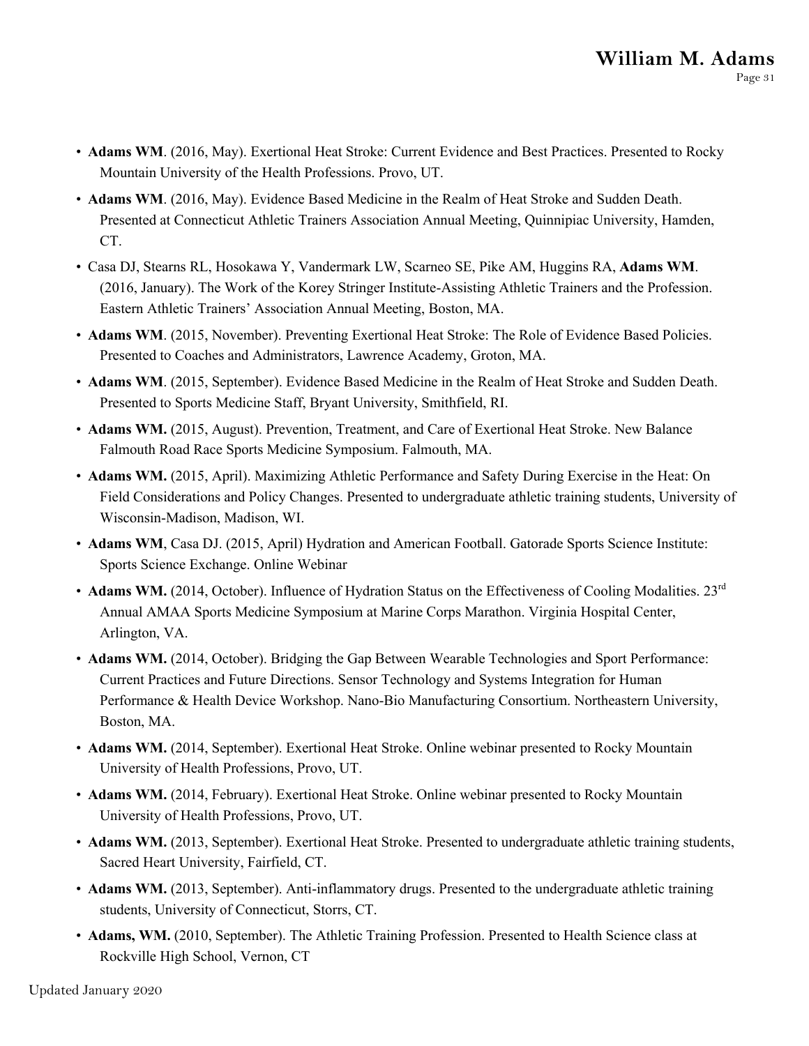- **Adams WM**. (2016, May). Exertional Heat Stroke: Current Evidence and Best Practices. Presented to Rocky Mountain University of the Health Professions. Provo, UT.
- **Adams WM**. (2016, May). Evidence Based Medicine in the Realm of Heat Stroke and Sudden Death. Presented at Connecticut Athletic Trainers Association Annual Meeting, Quinnipiac University, Hamden, CT.
- Casa DJ, Stearns RL, Hosokawa Y, Vandermark LW, Scarneo SE, Pike AM, Huggins RA, **Adams WM**. (2016, January). The Work of the Korey Stringer Institute-Assisting Athletic Trainers and the Profession. Eastern Athletic Trainers' Association Annual Meeting, Boston, MA.
- **Adams WM**. (2015, November). Preventing Exertional Heat Stroke: The Role of Evidence Based Policies. Presented to Coaches and Administrators, Lawrence Academy, Groton, MA.
- **Adams WM**. (2015, September). Evidence Based Medicine in the Realm of Heat Stroke and Sudden Death. Presented to Sports Medicine Staff, Bryant University, Smithfield, RI.
- **Adams WM.** (2015, August). Prevention, Treatment, and Care of Exertional Heat Stroke. New Balance Falmouth Road Race Sports Medicine Symposium. Falmouth, MA.
- **Adams WM.** (2015, April). Maximizing Athletic Performance and Safety During Exercise in the Heat: On Field Considerations and Policy Changes. Presented to undergraduate athletic training students, University of Wisconsin-Madison, Madison, WI.
- **Adams WM**, Casa DJ. (2015, April) Hydration and American Football. Gatorade Sports Science Institute: Sports Science Exchange. Online Webinar
- **Adams WM.** (2014, October). Influence of Hydration Status on the Effectiveness of Cooling Modalities. 23rd Annual AMAA Sports Medicine Symposium at Marine Corps Marathon. Virginia Hospital Center, Arlington, VA.
- **Adams WM.** (2014, October). Bridging the Gap Between Wearable Technologies and Sport Performance: Current Practices and Future Directions. Sensor Technology and Systems Integration for Human Performance & Health Device Workshop. Nano-Bio Manufacturing Consortium. Northeastern University, Boston, MA.
- **Adams WM.** (2014, September). Exertional Heat Stroke. Online webinar presented to Rocky Mountain University of Health Professions, Provo, UT.
- **Adams WM.** (2014, February). Exertional Heat Stroke. Online webinar presented to Rocky Mountain University of Health Professions, Provo, UT.
- **Adams WM.** (2013, September). Exertional Heat Stroke. Presented to undergraduate athletic training students, Sacred Heart University, Fairfield, CT.
- **Adams WM.** (2013, September). Anti-inflammatory drugs. Presented to the undergraduate athletic training students, University of Connecticut, Storrs, CT.
- **Adams, WM.** (2010, September). The Athletic Training Profession. Presented to Health Science class at Rockville High School, Vernon, CT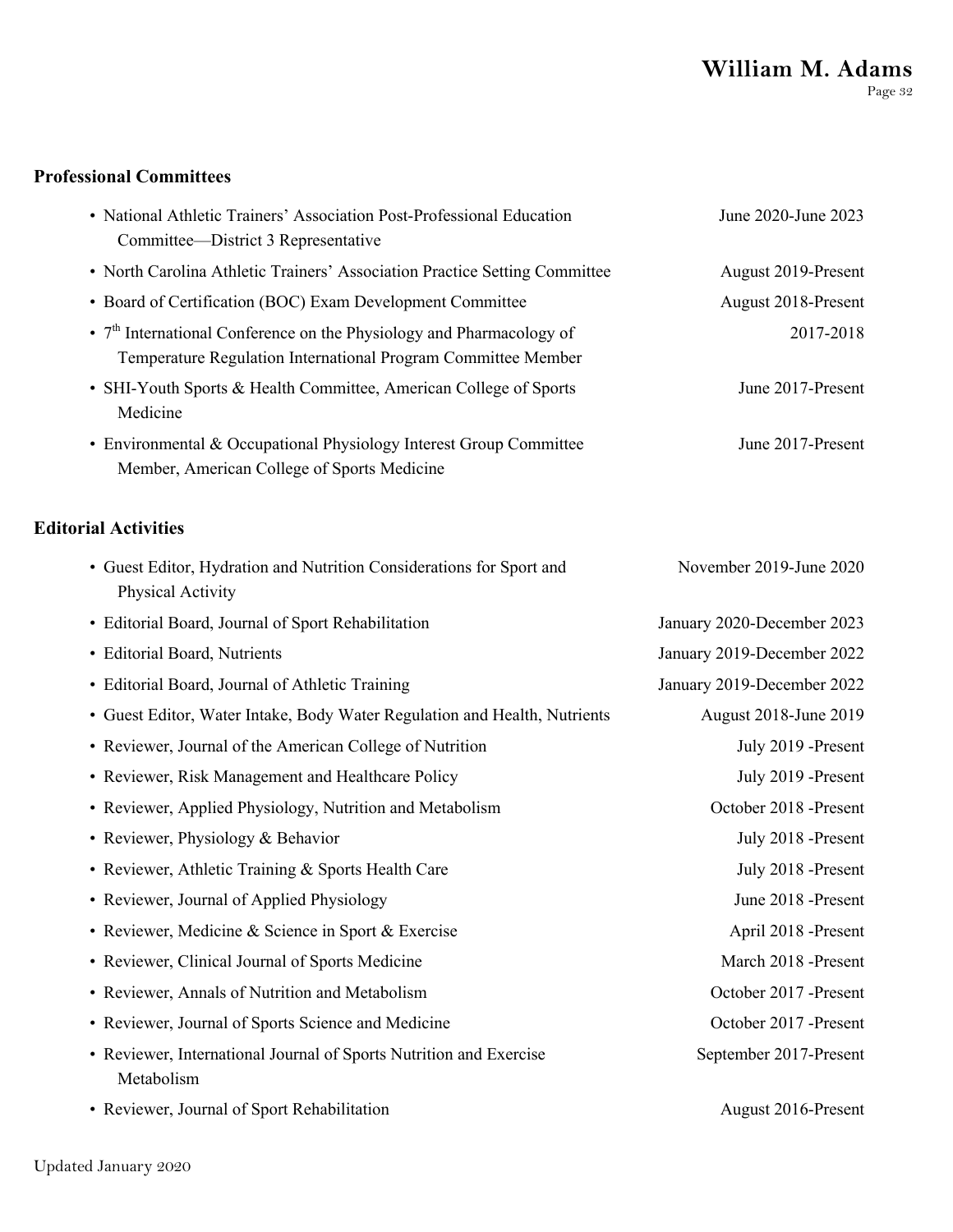## Professional Committees

- National Athletic Trainers' Association Post-Professional Education Committee—District 3 Representative — June 2020-June 2023
- North Carolina Athletic Trainers' Association Practice Setting Committee — August 2019-Present
- Board of Certification (BOC) Exam Development Committee — August 2018-Present
- 7th International Conference on the Physiology and Pharmacology of Temperature Regulation International Program Committee Member — 2017-2018
- SHI-Youth Sports & Health Committee, American College of Sports Medicine — June 2017-Present
- Environmental & Occupational Physiology Interest Group Committee Member, American College of Sports Medicine — June 2017-Present

## Editorial Activities

- Guest Editor, Hydration and Nutrition Considerations for Sport and Physical Activity — November 2019-June 2020
- Editorial Board, Journal of Sport Rehabilitation — January 2020-December 2023
- Editorial Board, Nutrients — January 2019-December 2022
- Editorial Board, Journal of Athletic Training — January 2019-December 2022
- Guest Editor, Water Intake, Body Water Regulation and Health, Nutrients — August 2018-June 2019
- Reviewer, Journal of the American College of Nutrition — July 2019 -Present
- Reviewer, Risk Management and Healthcare Policy — July 2019 -Present
- Reviewer, Applied Physiology, Nutrition and Metabolism — October 2018 -Present
- Reviewer, Physiology & Behavior — July 2018 -Present
- Reviewer, Athletic Training & Sports Health Care — July 2018 -Present
- Reviewer, Journal of Applied Physiology — June 2018 -Present
- Reviewer, Medicine & Science in Sport & Exercise — April 2018 -Present
- Reviewer, Clinical Journal of Sports Medicine — March 2018 -Present
- Reviewer, Annals of Nutrition and Metabolism — October 2017 -Present
- Reviewer, Journal of Sports Science and Medicine — October 2017 -Present
- Reviewer, International Journal of Sports Nutrition and Exercise Metabolism — September 2017-Present
- Reviewer, Journal of Sport Rehabilitation — August 2016-Present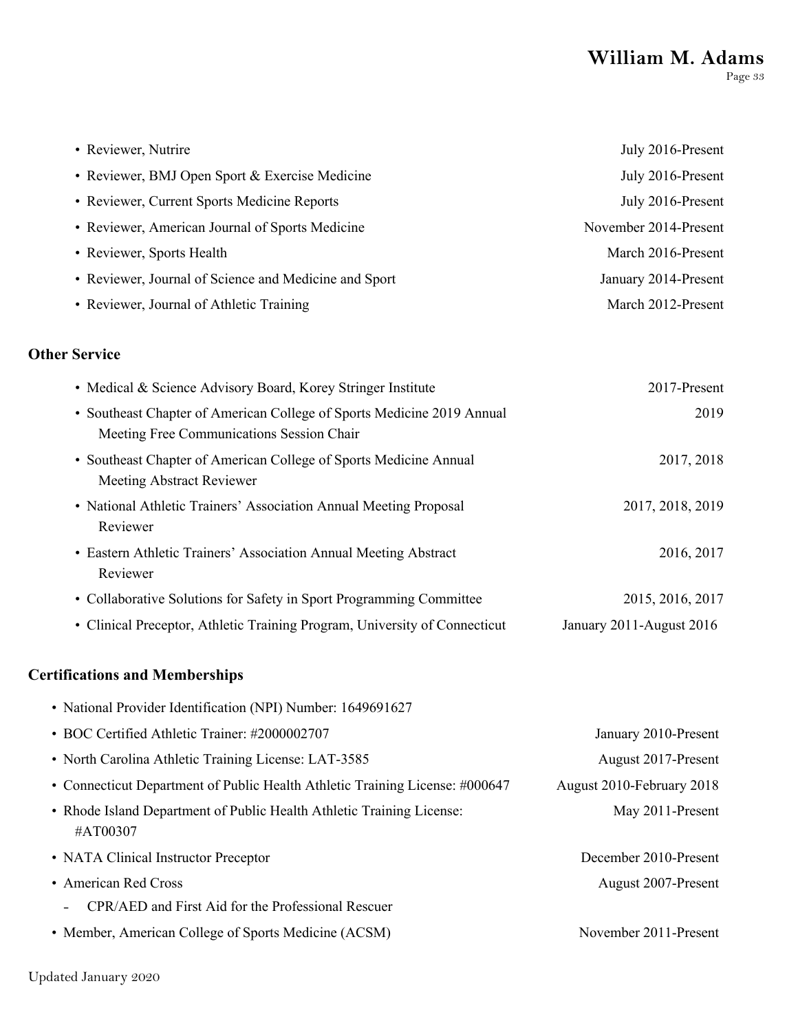- Reviewer, Nutrire — July 2016-Present
- Reviewer, BMJ Open Sport & Exercise Medicine — July 2016-Present
- Reviewer, Current Sports Medicine Reports — July 2016-Present
- Reviewer, American Journal of Sports Medicine — November 2014-Present
- Reviewer, Sports Health — March 2016-Present
- Reviewer, Journal of Science and Medicine and Sport — January 2014-Present
- Reviewer, Journal of Athletic Training — March 2012-Present

### Other Service

- Medical & Science Advisory Board, Korey Stringer Institute — 2017-Present
- Southeast Chapter of American College of Sports Medicine 2019 Annual Meeting Free Communications Session Chair — 2019
- Southeast Chapter of American College of Sports Medicine Annual Meeting Abstract Reviewer — 2017, 2018
- National Athletic Trainers' Association Annual Meeting Proposal Reviewer — 2017, 2018, 2019
- Eastern Athletic Trainers' Association Annual Meeting Abstract Reviewer — 2016, 2017
- Collaborative Solutions for Safety in Sport Programming Committee — 2015, 2016, 2017
- Clinical Preceptor, Athletic Training Program, University of Connecticut — January 2011-August 2016

### Certifications and Memberships

- National Provider Identification (NPI) Number: 1649691627
- BOC Certified Athletic Trainer: #2000002707 — January 2010-Present
- North Carolina Athletic Training License: LAT-3585 — August 2017-Present
- Connecticut Department of Public Health Athletic Training License: #000647 — August 2010-February 2018
- Rhode Island Department of Public Health Athletic Training License: #AT00307 — May 2011-Present
- NATA Clinical Instructor Preceptor — December 2010-Present
- American Red Cross — August 2007-Present
  - CPR/AED and First Aid for the Professional Rescuer
- Member, American College of Sports Medicine (ACSM) — November 2011-Present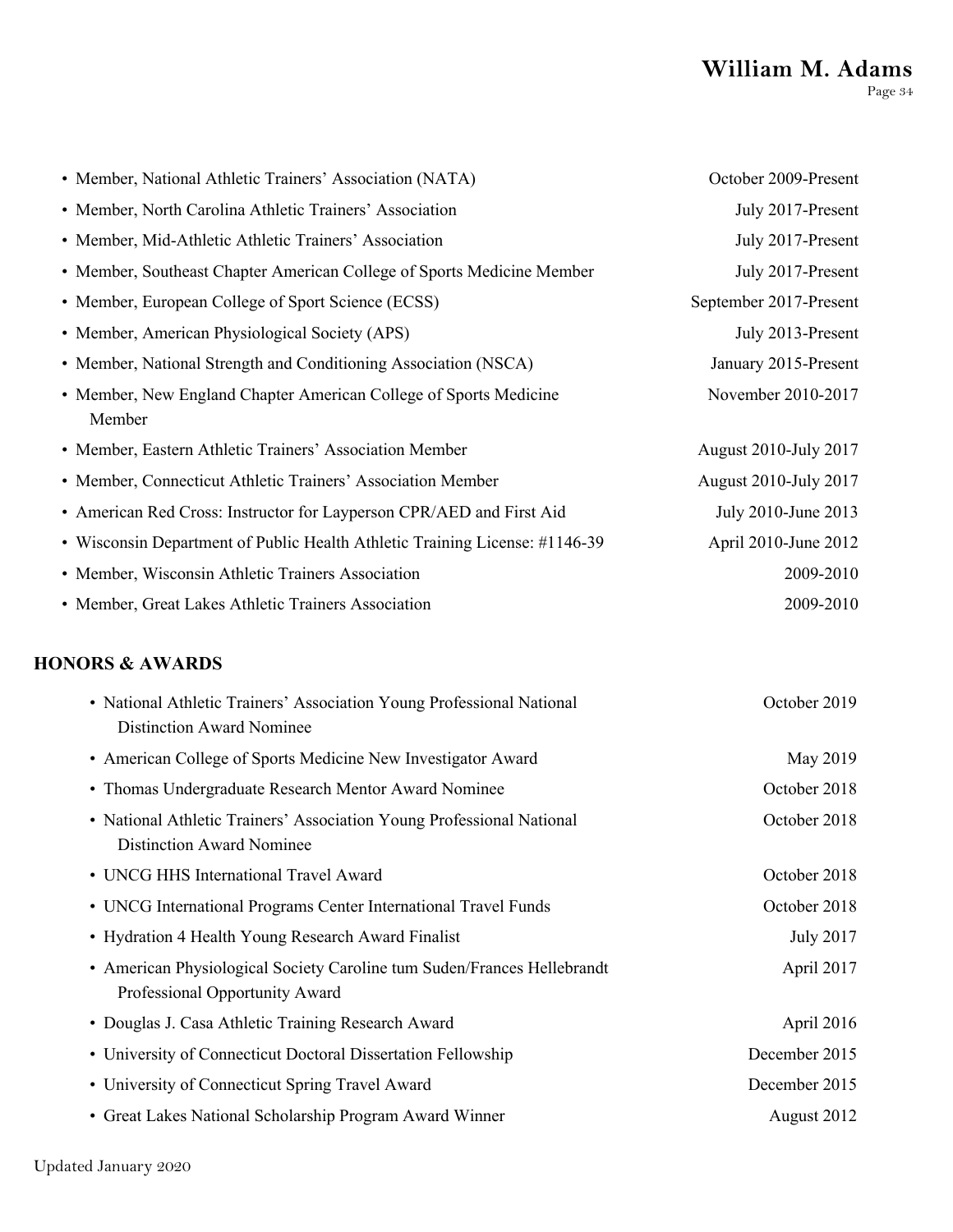- Member, National Athletic Trainers' Association (NATA) — October 2009-Present
- Member, North Carolina Athletic Trainers' Association — July 2017-Present
- Member, Mid-Athletic Athletic Trainers' Association — July 2017-Present
- Member, Southeast Chapter American College of Sports Medicine Member — July 2017-Present
- Member, European College of Sport Science (ECSS) — September 2017-Present
- Member, American Physiological Society (APS) — July 2013-Present
- Member, National Strength and Conditioning Association (NSCA) — January 2015-Present
- Member, New England Chapter American College of Sports Medicine Member — November 2010-2017
- Member, Eastern Athletic Trainers' Association Member — August 2010-July 2017
- Member, Connecticut Athletic Trainers' Association Member — August 2010-July 2017
- American Red Cross: Instructor for Layperson CPR/AED and First Aid — July 2010-June 2013
- Wisconsin Department of Public Health Athletic Training License: #1146-39 — April 2010-June 2012
- Member, Wisconsin Athletic Trainers Association — 2009-2010
- Member, Great Lakes Athletic Trainers Association — 2009-2010

## HONORS & AWARDS

- National Athletic Trainers' Association Young Professional National Distinction Award Nominee — October 2019
- American College of Sports Medicine New Investigator Award — May 2019
- Thomas Undergraduate Research Mentor Award Nominee — October 2018
- National Athletic Trainers' Association Young Professional National Distinction Award Nominee — October 2018
- UNCG HHS International Travel Award — October 2018
- UNCG International Programs Center International Travel Funds — October 2018
- Hydration 4 Health Young Research Award Finalist — July 2017
- American Physiological Society Caroline tum Suden/Frances Hellebrandt Professional Opportunity Award — April 2017
- Douglas J. Casa Athletic Training Research Award — April 2016
- University of Connecticut Doctoral Dissertation Fellowship — December 2015
- University of Connecticut Spring Travel Award — December 2015
- Great Lakes National Scholarship Program Award Winner — August 2012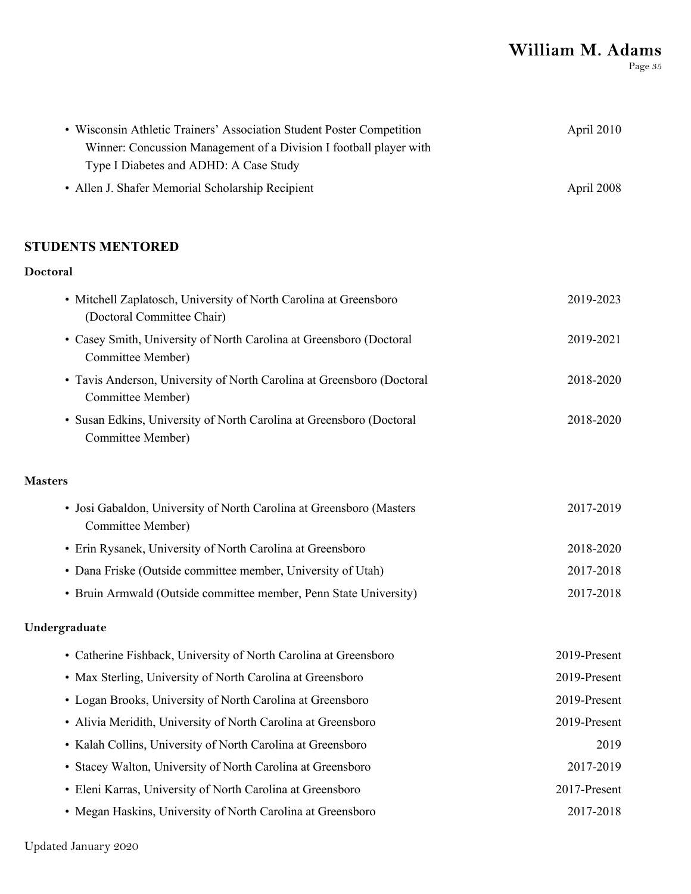- Wisconsin Athletic Trainers' Association Student Poster Competition Winner: Concussion Management of a Division I football player with Type I Diabetes and ADHD: A Case Study — April 2010
- Allen J. Shafer Memorial Scholarship Recipient — April 2008

## STUDENTS MENTORED

### Doctoral

- Mitchell Zaplatosch, University of North Carolina at Greensboro (Doctoral Committee Chair) — 2019-2023
- Casey Smith, University of North Carolina at Greensboro (Doctoral Committee Member) — 2019-2021
- Tavis Anderson, University of North Carolina at Greensboro (Doctoral Committee Member) — 2018-2020
- Susan Edkins, University of North Carolina at Greensboro (Doctoral Committee Member) — 2018-2020

### Masters

- Josi Gabaldon, University of North Carolina at Greensboro (Masters Committee Member) — 2017-2019
- Erin Rysanek, University of North Carolina at Greensboro — 2018-2020
- Dana Friske (Outside committee member, University of Utah) — 2017-2018
- Bruin Armwald (Outside committee member, Penn State University) — 2017-2018

### Undergraduate

- Catherine Fishback, University of North Carolina at Greensboro — 2019-Present
- Max Sterling, University of North Carolina at Greensboro — 2019-Present
- Logan Brooks, University of North Carolina at Greensboro — 2019-Present
- Alivia Meridith, University of North Carolina at Greensboro — 2019-Present
- Kalah Collins, University of North Carolina at Greensboro — 2019
- Stacey Walton, University of North Carolina at Greensboro — 2017-2019
- Eleni Karras, University of North Carolina at Greensboro — 2017-Present
- Megan Haskins, University of North Carolina at Greensboro — 2017-2018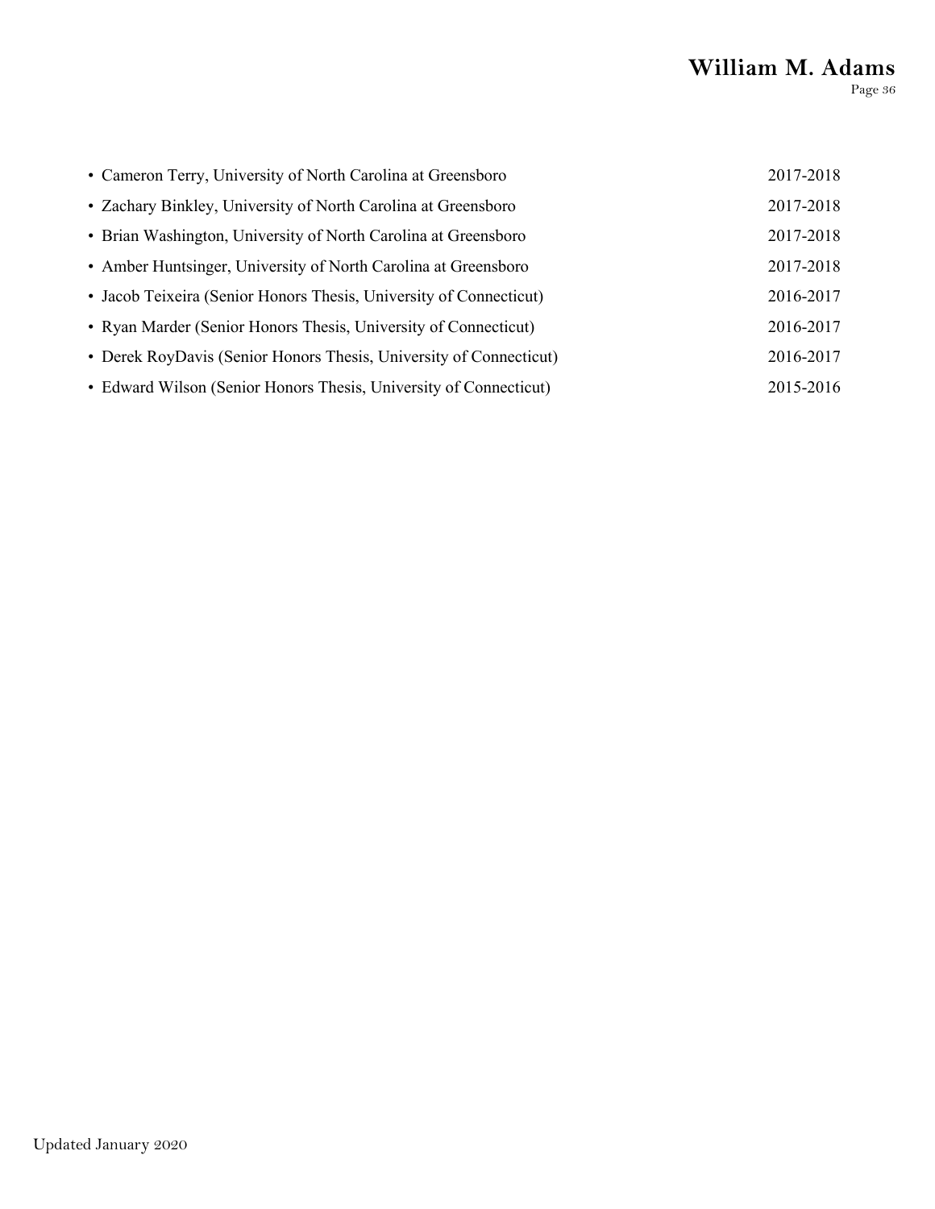- Cameron Terry, University of North Carolina at Greensboro 2017-2018
- Zachary Binkley, University of North Carolina at Greensboro 2017-2018
- Brian Washington, University of North Carolina at Greensboro 2017-2018
- Amber Huntsinger, University of North Carolina at Greensboro 2017-2018
- Jacob Teixeira (Senior Honors Thesis, University of Connecticut) 2016-2017
- Ryan Marder (Senior Honors Thesis, University of Connecticut) 2016-2017
- Derek RoyDavis (Senior Honors Thesis, University of Connecticut) 2016-2017
- Edward Wilson (Senior Honors Thesis, University of Connecticut) 2015-2016